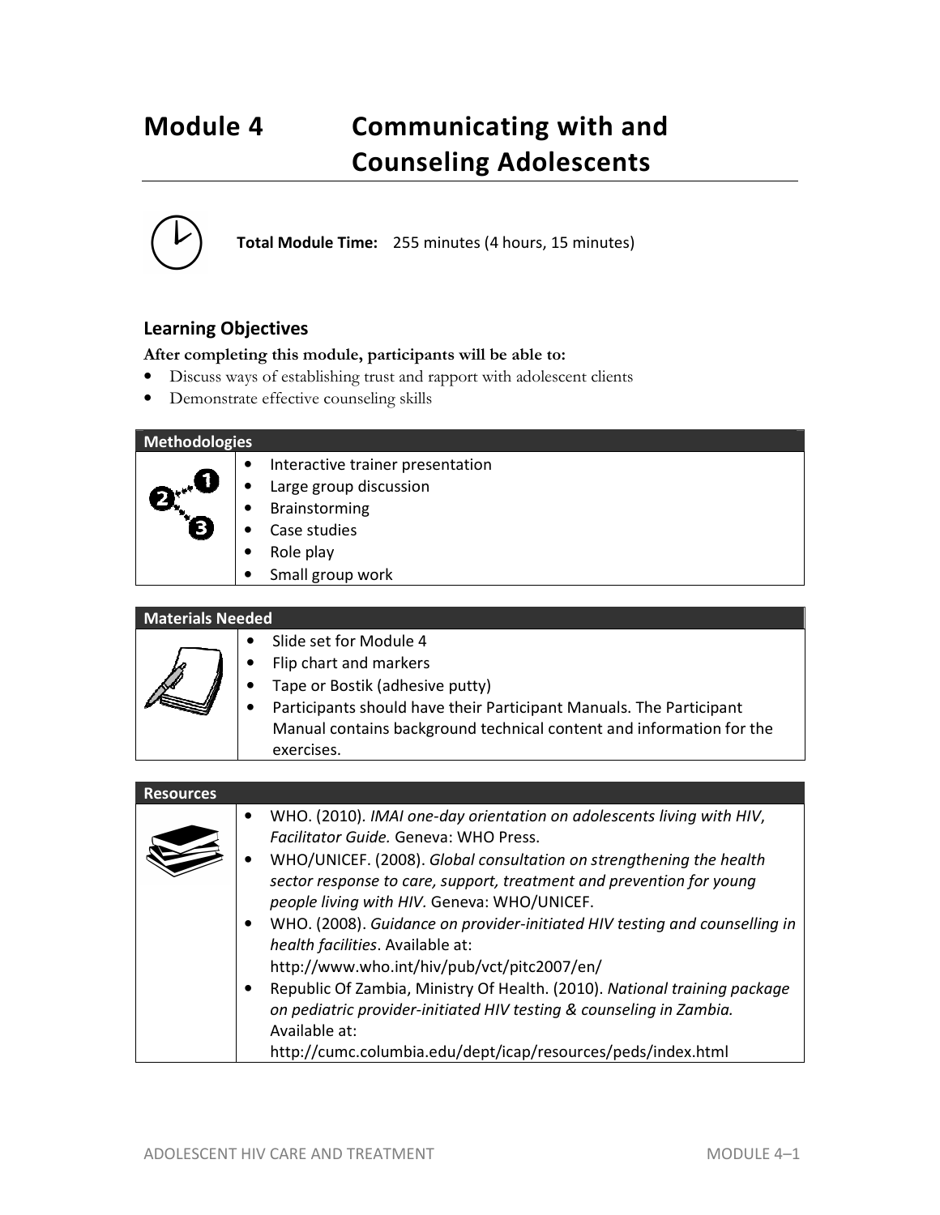# Module 4 Communicating with and Counseling Adolescents

**Total Module Time:** 255 minutes (4 hours, 15 minutes)

## Learning Objectives

**After completing this module, participants will be able to:**

- Discuss ways of establishing trust and rapport with adolescent clients
- Demonstrate effective counseling skills

| Methodologies |
|---|
| • Interactive trainer presentation<br>• Large group discussion<br>• Brainstorming<br>• Case studies<br>• Role play<br>• Small group work |

| Materials Needed |
|---|
| • Slide set for Module 4<br>• Flip chart and markers<br>• Tape or Bostik (adhesive putty)<br>• Participants should have their Participant Manuals. The Participant Manual contains background technical content and information for the exercises. |

| Resources |
|---|
| • WHO. (2010). *IMAI one-day orientation on adolescents living with HIV, Facilitator Guide.* Geneva: WHO Press.<br>• WHO/UNICEF. (2008). *Global consultation on strengthening the health sector response to care, support, treatment and prevention for young people living with HIV*. Geneva: WHO/UNICEF.<br>• WHO. (2008). *Guidance on provider-initiated HIV testing and counselling in health facilities*. Available at: http://www.who.int/hiv/pub/vct/pitc2007/en/<br>• Republic Of Zambia, Ministry Of Health. (2010). *National training package on pediatric provider-initiated HIV testing & counseling in Zambia.* Available at: http://cumc.columbia.edu/dept/icap/resources/peds/index.html |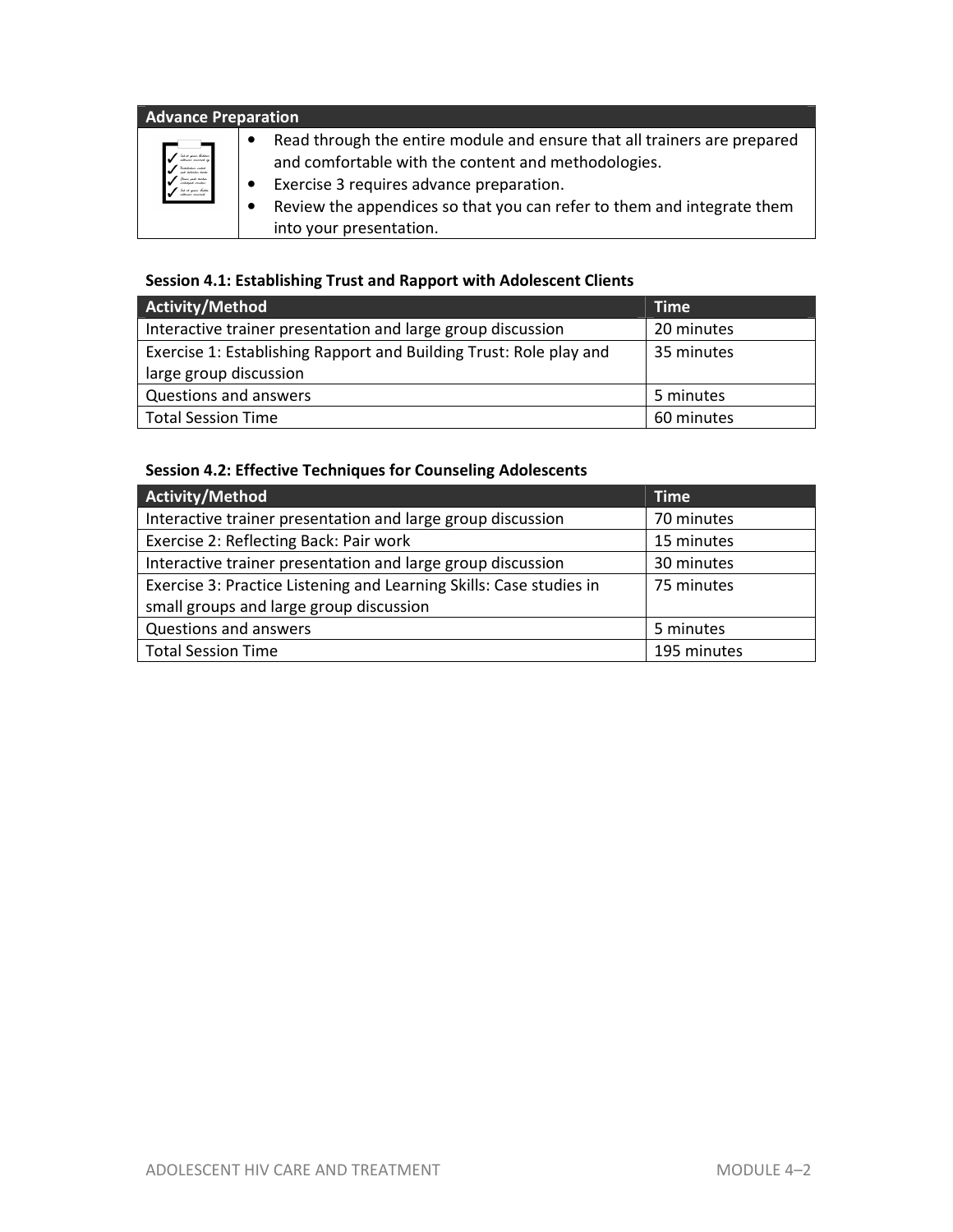| Advance Preparation | |
|---|---|
| | • Read through the entire module and ensure that all trainers are prepared and comfortable with the content and methodologies.<br>• Exercise 3 requires advance preparation.<br>• Review the appendices so that you can refer to them and integrate them into your presentation. |

**Session 4.1: Establishing Trust and Rapport with Adolescent Clients**

| Activity/Method | Time |
|---|---|
| Interactive trainer presentation and large group discussion | 20 minutes |
| Exercise 1: Establishing Rapport and Building Trust: Role play and large group discussion | 35 minutes |
| Questions and answers | 5 minutes |
| Total Session Time | 60 minutes |

**Session 4.2: Effective Techniques for Counseling Adolescents**

| Activity/Method | Time |
|---|---|
| Interactive trainer presentation and large group discussion | 70 minutes |
| Exercise 2: Reflecting Back: Pair work | 15 minutes |
| Interactive trainer presentation and large group discussion | 30 minutes |
| Exercise 3: Practice Listening and Learning Skills: Case studies in small groups and large group discussion | 75 minutes |
| Questions and answers | 5 minutes |
| Total Session Time | 195 minutes |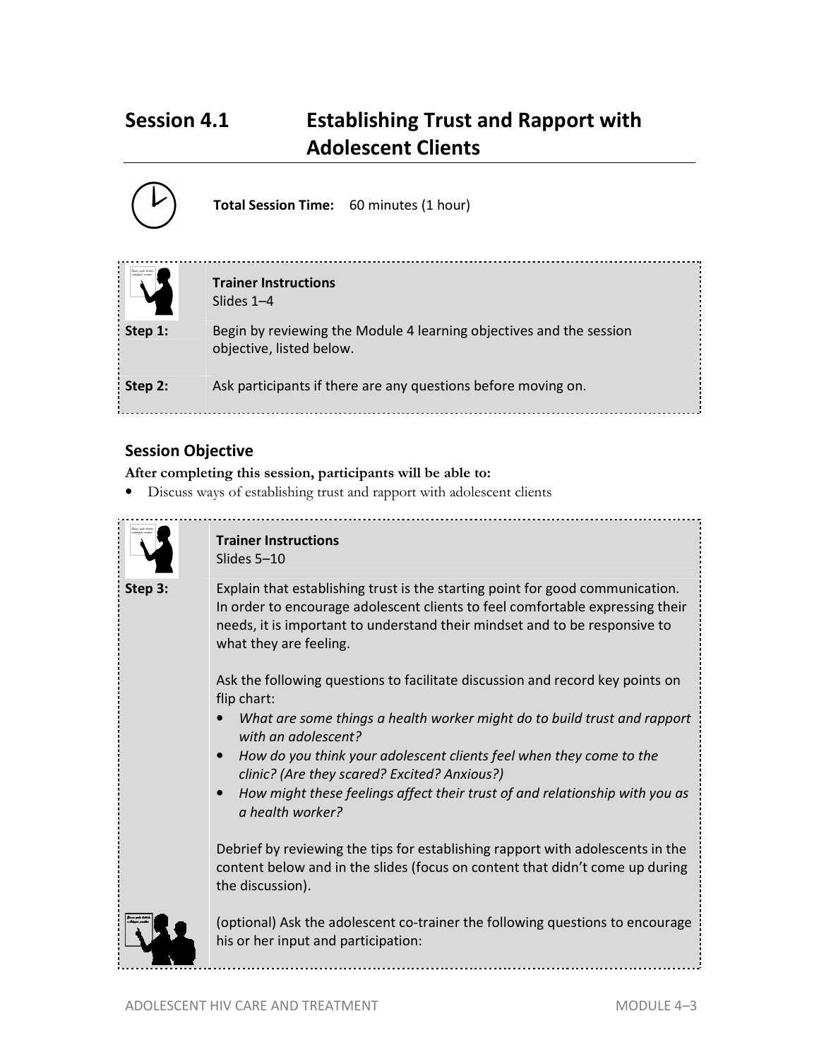# Session 4.1 Establishing Trust and Rapport with Adolescent Clients

**Total Session Time:** 60 minutes (1 hour)

**Trainer Instructions**
Slides 1–4

**Step 1:** Begin by reviewing the Module 4 learning objectives and the session objective, listed below.

**Step 2:** Ask participants if there are any questions before moving on.

## Session Objective

**After completing this session, participants will be able to:**

- Discuss ways of establishing trust and rapport with adolescent clients

**Trainer Instructions**
Slides 5–10

**Step 3:** Explain that establishing trust is the starting point for good communication. In order to encourage adolescent clients to feel comfortable expressing their needs, it is important to understand their mindset and to be responsive to what they are feeling.

Ask the following questions to facilitate discussion and record key points on flip chart:

- *What are some things a health worker might do to build trust and rapport with an adolescent?*
- *How do you think your adolescent clients feel when they come to the clinic? (Are they scared? Excited? Anxious?)*
- *How might these feelings affect their trust of and relationship with you as a health worker?*

Debrief by reviewing the tips for establishing rapport with adolescents in the content below and in the slides (focus on content that didn't come up during the discussion).

(optional) Ask the adolescent co-trainer the following questions to encourage his or her input and participation: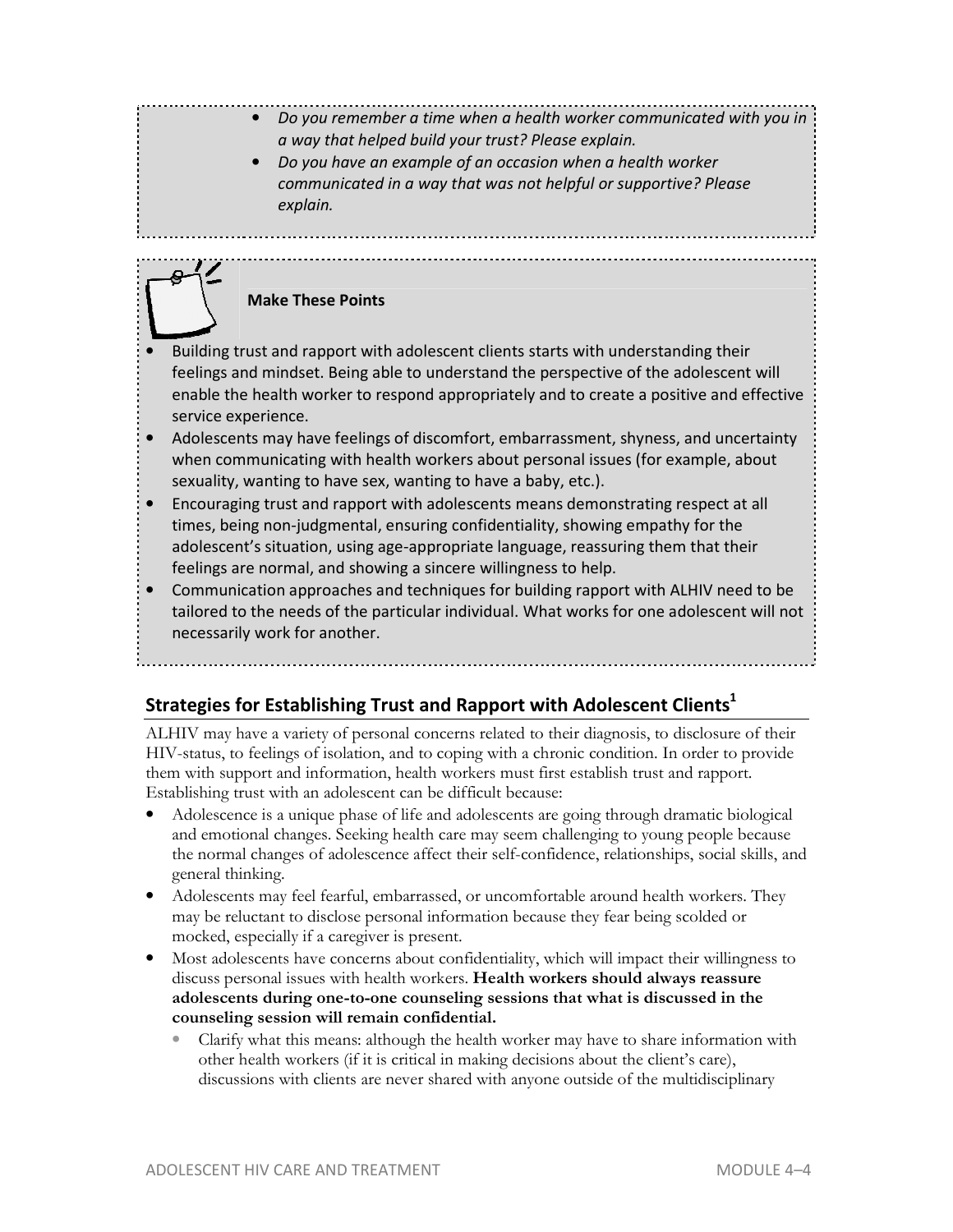- *Do you remember a time when a health worker communicated with you in a way that helped build your trust? Please explain.*
- *Do you have an example of an occasion when a health worker communicated in a way that was not helpful or supportive? Please explain.*

**Make These Points**

- Building trust and rapport with adolescent clients starts with understanding their feelings and mindset. Being able to understand the perspective of the adolescent will enable the health worker to respond appropriately and to create a positive and effective service experience.
- Adolescents may have feelings of discomfort, embarrassment, shyness, and uncertainty when communicating with health workers about personal issues (for example, about sexuality, wanting to have sex, wanting to have a baby, etc.).
- Encouraging trust and rapport with adolescents means demonstrating respect at all times, being non-judgmental, ensuring confidentiality, showing empathy for the adolescent's situation, using age-appropriate language, reassuring them that their feelings are normal, and showing a sincere willingness to help.
- Communication approaches and techniques for building rapport with ALHIV need to be tailored to the needs of the particular individual. What works for one adolescent will not necessarily work for another.

## Strategies for Establishing Trust and Rapport with Adolescent Clients[1]

ALHIV may have a variety of personal concerns related to their diagnosis, to disclosure of their HIV-status, to feelings of isolation, and to coping with a chronic condition. In order to provide them with support and information, health workers must first establish trust and rapport. Establishing trust with an adolescent can be difficult because:

- Adolescence is a unique phase of life and adolescents are going through dramatic biological and emotional changes. Seeking health care may seem challenging to young people because the normal changes of adolescence affect their self-confidence, relationships, social skills, and general thinking.
- Adolescents may feel fearful, embarrassed, or uncomfortable around health workers. They may be reluctant to disclose personal information because they fear being scolded or mocked, especially if a caregiver is present.
- Most adolescents have concerns about confidentiality, which will impact their willingness to discuss personal issues with health workers. **Health workers should always reassure adolescents during one-to-one counseling sessions that what is discussed in the counseling session will remain confidential.**
  - Clarify what this means: although the health worker may have to share information with other health workers (if it is critical in making decisions about the client's care), discussions with clients are never shared with anyone outside of the multidisciplinary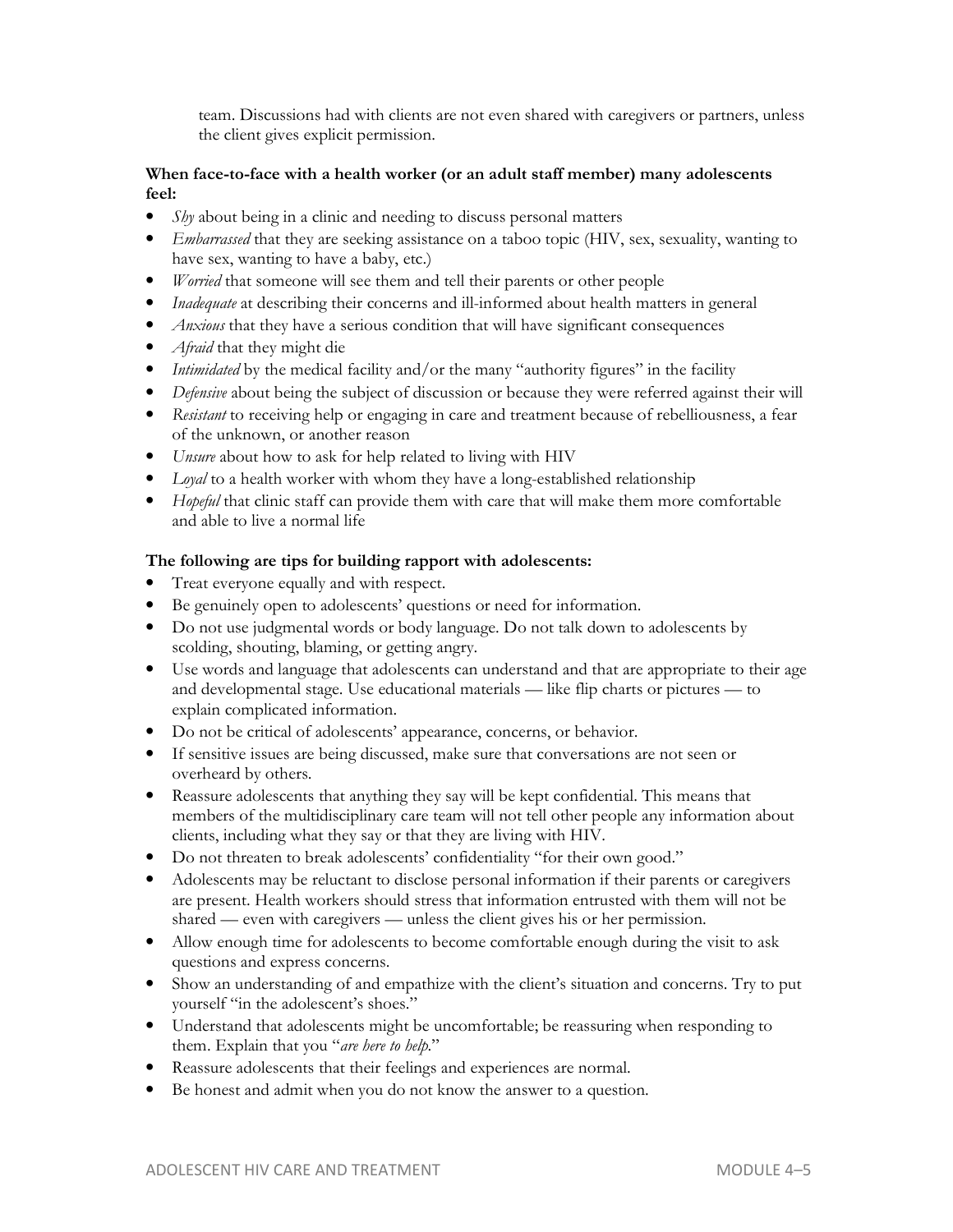team. Discussions had with clients are not even shared with caregivers or partners, unless the client gives explicit permission.

**When face-to-face with a health worker (or an adult staff member) many adolescents feel:**

- *Shy* about being in a clinic and needing to discuss personal matters
- *Embarrassed* that they are seeking assistance on a taboo topic (HIV, sex, sexuality, wanting to have sex, wanting to have a baby, etc.)
- *Worried* that someone will see them and tell their parents or other people
- *Inadequate* at describing their concerns and ill-informed about health matters in general
- *Anxious* that they have a serious condition that will have significant consequences
- *Afraid* that they might die
- *Intimidated* by the medical facility and/or the many "authority figures" in the facility
- *Defensive* about being the subject of discussion or because they were referred against their will
- *Resistant* to receiving help or engaging in care and treatment because of rebelliousness, a fear of the unknown, or another reason
- *Unsure* about how to ask for help related to living with HIV
- *Loyal* to a health worker with whom they have a long-established relationship
- *Hopeful* that clinic staff can provide them with care that will make them more comfortable and able to live a normal life

**The following are tips for building rapport with adolescents:**

- Treat everyone equally and with respect.
- Be genuinely open to adolescents' questions or need for information.
- Do not use judgmental words or body language. Do not talk down to adolescents by scolding, shouting, blaming, or getting angry.
- Use words and language that adolescents can understand and that are appropriate to their age and developmental stage. Use educational materials — like flip charts or pictures — to explain complicated information.
- Do not be critical of adolescents' appearance, concerns, or behavior.
- If sensitive issues are being discussed, make sure that conversations are not seen or overheard by others.
- Reassure adolescents that anything they say will be kept confidential. This means that members of the multidisciplinary care team will not tell other people any information about clients, including what they say or that they are living with HIV.
- Do not threaten to break adolescents' confidentiality "for their own good."
- Adolescents may be reluctant to disclose personal information if their parents or caregivers are present. Health workers should stress that information entrusted with them will not be shared — even with caregivers — unless the client gives his or her permission.
- Allow enough time for adolescents to become comfortable enough during the visit to ask questions and express concerns.
- Show an understanding of and empathize with the client's situation and concerns. Try to put yourself "in the adolescent's shoes."
- Understand that adolescents might be uncomfortable; be reassuring when responding to them. Explain that you "*are here to help*."
- Reassure adolescents that their feelings and experiences are normal.
- Be honest and admit when you do not know the answer to a question.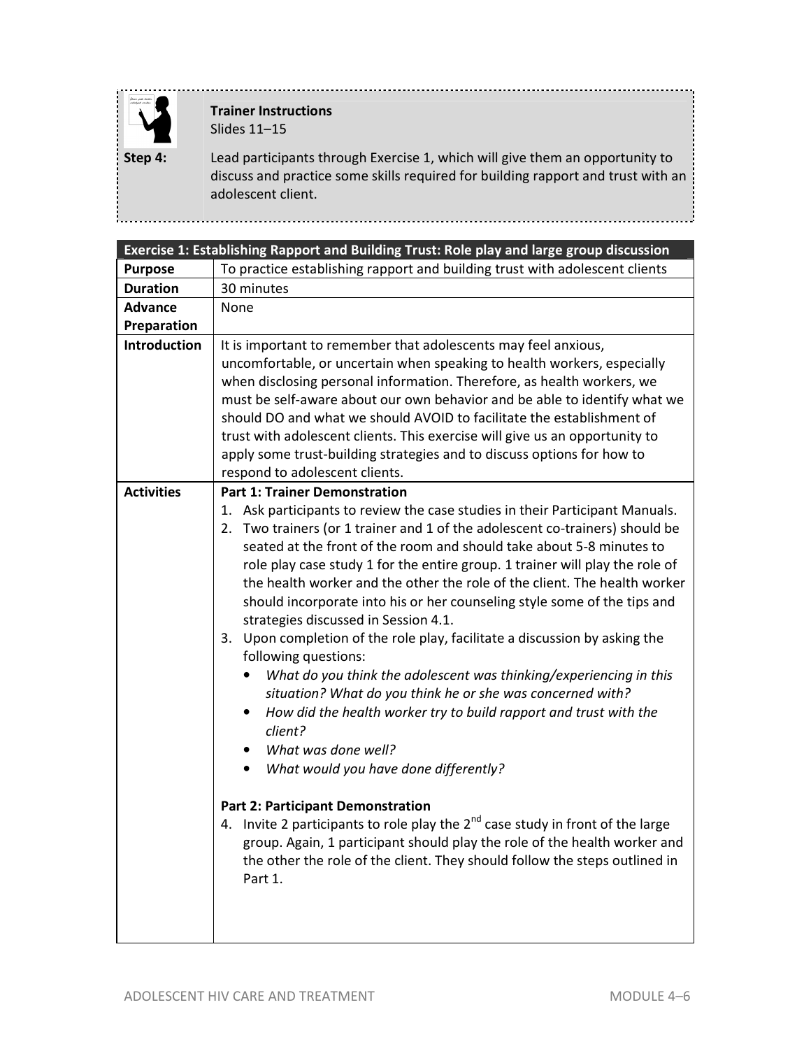**Trainer Instructions**
Slides 11–15

**Step 4:** Lead participants through Exercise 1, which will give them an opportunity to discuss and practice some skills required for building rapport and trust with an adolescent client.

| Exercise 1: Establishing Rapport and Building Trust: Role play and large group discussion | |
|---|---|
| **Purpose** | To practice establishing rapport and building trust with adolescent clients |
| **Duration** | 30 minutes |
| **Advance Preparation** | None |
| **Introduction** | It is important to remember that adolescents may feel anxious, uncomfortable, or uncertain when speaking to health workers, especially when disclosing personal information. Therefore, as health workers, we must be self-aware about our own behavior and be able to identify what we should DO and what we should AVOID to facilitate the establishment of trust with adolescent clients. This exercise will give us an opportunity to apply some trust-building strategies and to discuss options for how to respond to adolescent clients. |
| **Activities** | **Part 1: Trainer Demonstration**<br>1. Ask participants to review the case studies in their Participant Manuals.<br>2. Two trainers (or 1 trainer and 1 of the adolescent co-trainers) should be seated at the front of the room and should take about 5-8 minutes to role play case study 1 for the entire group. 1 trainer will play the role of the health worker and the other the role of the client. The health worker should incorporate into his or her counseling style some of the tips and strategies discussed in Session 4.1.<br>3. Upon completion of the role play, facilitate a discussion by asking the following questions:<br>• *What do you think the adolescent was thinking/experiencing in this situation? What do you think he or she was concerned with?*<br>• *How did the health worker try to build rapport and trust with the client?*<br>• *What was done well?*<br>• *What would you have done differently?*<br><br>**Part 2: Participant Demonstration**<br>4. Invite 2 participants to role play the 2nd case study in front of the large group. Again, 1 participant should play the role of the health worker and the other the role of the client. They should follow the steps outlined in Part 1. |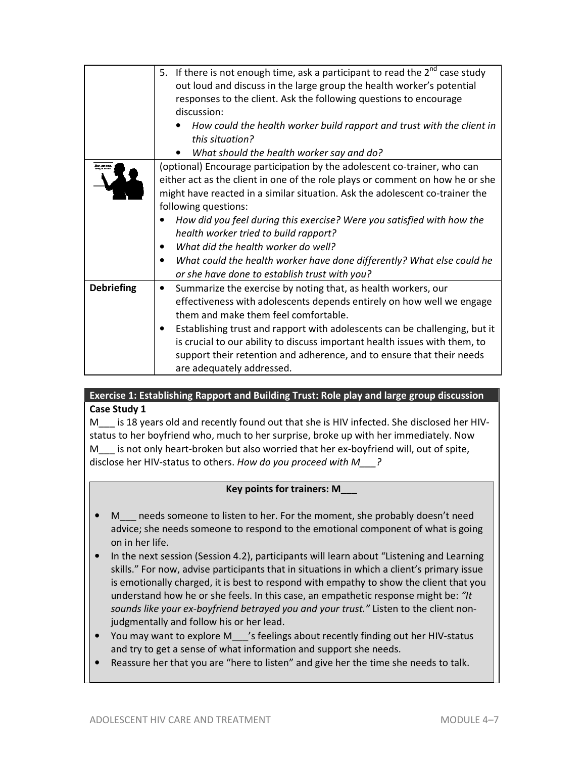| | |
|---|---|
| | 5. If there is not enough time, ask a participant to read the 2nd case study out loud and discuss in the large group the health worker's potential responses to the client. Ask the following questions to encourage discussion:<br>• *How could the health worker build rapport and trust with the client in this situation?*<br>• *What should the health worker say and do?* |
| | (optional) Encourage participation by the adolescent co-trainer, who can either act as the client in one of the role plays or comment on how he or she might have reacted in a similar situation. Ask the adolescent co-trainer the following questions:<br>• *How did you feel during this exercise? Were you satisfied with how the health worker tried to build rapport?*<br>• *What did the health worker do well?*<br>• *What could the health worker have done differently? What else could he or she have done to establish trust with you?* |
| **Debriefing** | • Summarize the exercise by noting that, as health workers, our effectiveness with adolescents depends entirely on how well we engage them and make them feel comfortable.<br>• Establishing trust and rapport with adolescents can be challenging, but it is crucial to our ability to discuss important health issues with them, to support their retention and adherence, and to ensure that their needs are adequately addressed. |

**Exercise 1: Establishing Rapport and Building Trust: Role play and large group discussion**

**Case Study 1**

M___ is 18 years old and recently found out that she is HIV infected. She disclosed her HIV-status to her boyfriend who, much to her surprise, broke up with her immediately. Now M___ is not only heart-broken but also worried that her ex-boyfriend will, out of spite, disclose her HIV-status to others. *How do you proceed with M___?*

**Key points for trainers: M___**

- M___ needs someone to listen to her. For the moment, she probably doesn't need advice; she needs someone to respond to the emotional component of what is going on in her life.
- In the next session (Session 4.2), participants will learn about "Listening and Learning skills." For now, advise participants that in situations in which a client's primary issue is emotionally charged, it is best to respond with empathy to show the client that you understand how he or she feels. In this case, an empathetic response might be: *"It sounds like your ex-boyfriend betrayed you and your trust."* Listen to the client non-judgmentally and follow his or her lead.
- You may want to explore M___'s feelings about recently finding out her HIV-status and try to get a sense of what information and support she needs.
- Reassure her that you are "here to listen" and give her the time she needs to talk.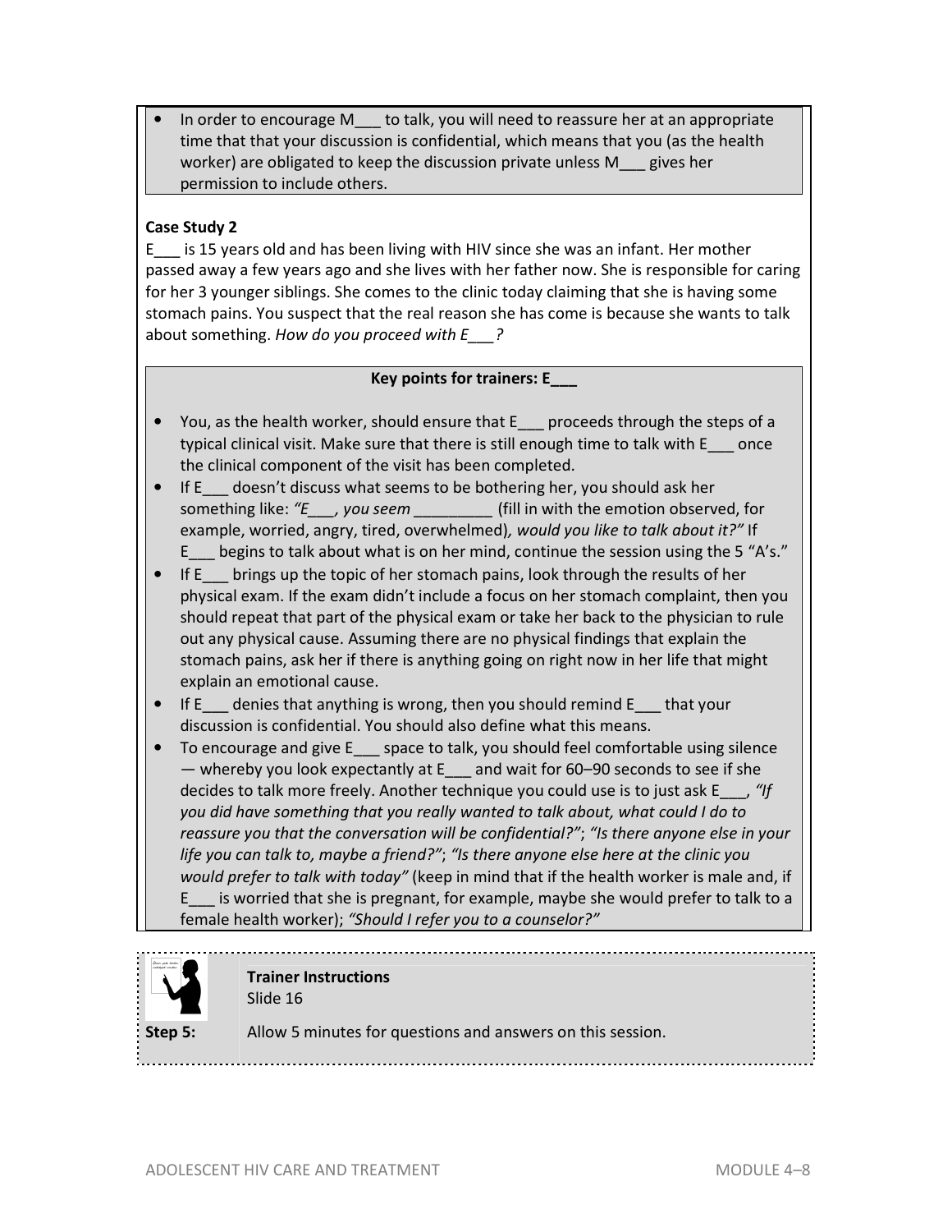- In order to encourage M___ to talk, you will need to reassure her at an appropriate time that that your discussion is confidential, which means that you (as the health worker) are obligated to keep the discussion private unless M___ gives her permission to include others.

**Case Study 2**

E___ is 15 years old and has been living with HIV since she was an infant. Her mother passed away a few years ago and she lives with her father now. She is responsible for caring for her 3 younger siblings. She comes to the clinic today claiming that she is having some stomach pains. You suspect that the real reason she has come is because she wants to talk about something. *How do you proceed with E___?*

**Key points for trainers: E___**

- You, as the health worker, should ensure that E___ proceeds through the steps of a typical clinical visit. Make sure that there is still enough time to talk with E___ once the clinical component of the visit has been completed.
- If E___ doesn't discuss what seems to be bothering her, you should ask her something like: *"E___, you seem* _________ (fill in with the emotion observed, for example, worried, angry, tired, overwhelmed)*, would you like to talk about it?"* If E___ begins to talk about what is on her mind, continue the session using the 5 "A's."
- If E___ brings up the topic of her stomach pains, look through the results of her physical exam. If the exam didn't include a focus on her stomach complaint, then you should repeat that part of the physical exam or take her back to the physician to rule out any physical cause. Assuming there are no physical findings that explain the stomach pains, ask her if there is anything going on right now in her life that might explain an emotional cause.
- If E___ denies that anything is wrong, then you should remind E___ that your discussion is confidential. You should also define what this means.
- To encourage and give E___ space to talk, you should feel comfortable using silence — whereby you look expectantly at E___ and wait for 60–90 seconds to see if she decides to talk more freely. Another technique you could use is to just ask E___, *"If you did have something that you really wanted to talk about, what could I do to reassure you that the conversation will be confidential?"*; *"Is there anyone else in your life you can talk to, maybe a friend?"*; *"Is there anyone else here at the clinic you would prefer to talk with today"* (keep in mind that if the health worker is male and, if E___ is worried that she is pregnant, for example, maybe she would prefer to talk to a female health worker); *"Should I refer you to a counselor?"*

**Trainer Instructions**
Slide 16

**Step 5:** Allow 5 minutes for questions and answers on this session.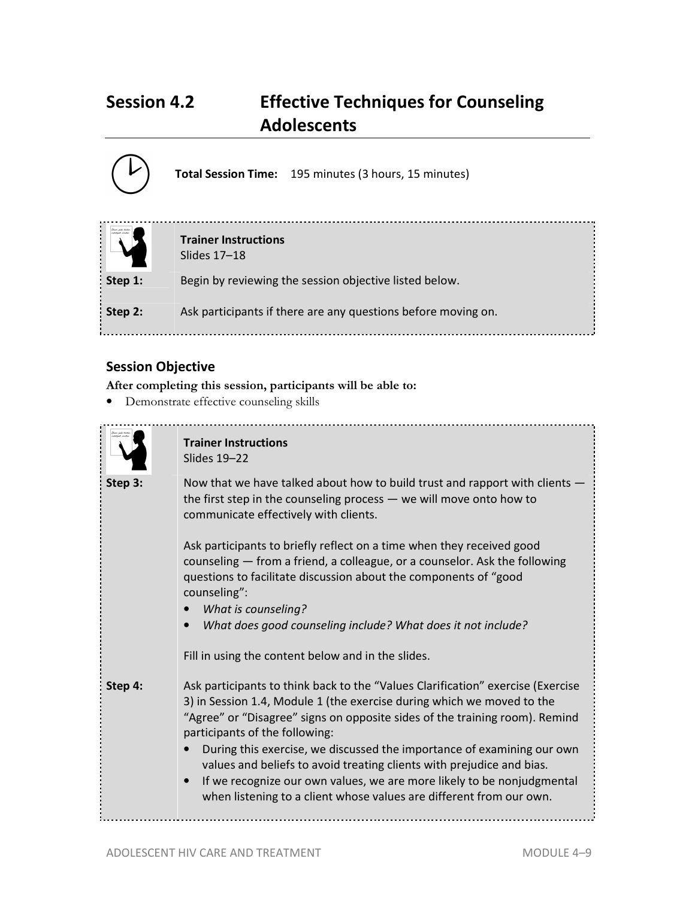# Session 4.2 Effective Techniques for Counseling Adolescents

**Total Session Time:** 195 minutes (3 hours, 15 minutes)

**Trainer Instructions**
Slides 17–18

| | |
|---|---|
| **Step 1:** | Begin by reviewing the session objective listed below. |
| **Step 2:** | Ask participants if there are any questions before moving on. |

## Session Objective

**After completing this session, participants will be able to:**

- Demonstrate effective counseling skills

**Trainer Instructions**
Slides 19–22

**Step 3:** Now that we have talked about how to build trust and rapport with clients — the first step in the counseling process — we will move onto how to communicate effectively with clients.

Ask participants to briefly reflect on a time when they received good counseling — from a friend, a colleague, or a counselor. Ask the following questions to facilitate discussion about the components of "good counseling":

- *What is counseling?*
- *What does good counseling include? What does it not include?*

Fill in using the content below and in the slides.

**Step 4:** Ask participants to think back to the "Values Clarification" exercise (Exercise 3) in Session 1.4, Module 1 (the exercise during which we moved to the "Agree" or "Disagree" signs on opposite sides of the training room). Remind participants of the following:

- During this exercise, we discussed the importance of examining our own values and beliefs to avoid treating clients with prejudice and bias.
- If we recognize our own values, we are more likely to be nonjudgmental when listening to a client whose values are different from our own.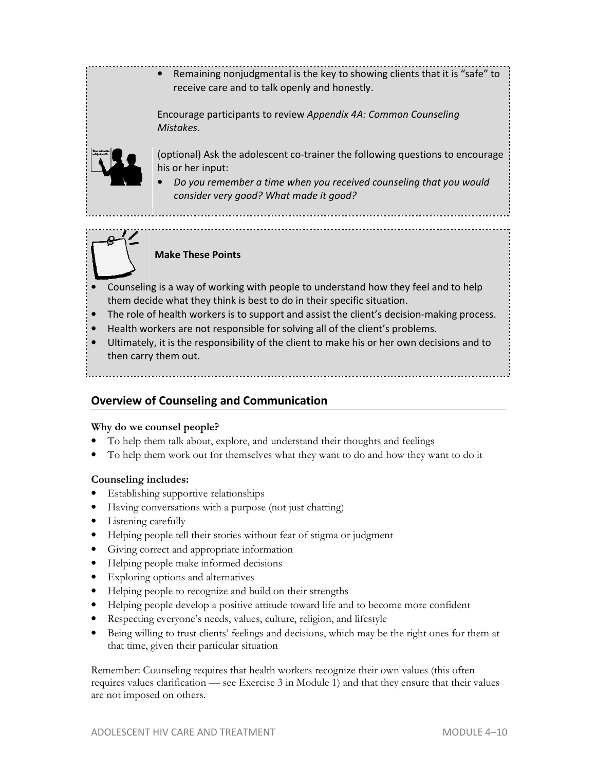- Remaining nonjudgmental is the key to showing clients that it is "safe" to receive care and to talk openly and honestly.

Encourage participants to review *Appendix 4A: Common Counseling Mistakes*.

(optional) Ask the adolescent co-trainer the following questions to encourage his or her input:

- *Do you remember a time when you received counseling that you would consider very good? What made it good?*

**Make These Points**

- Counseling is a way of working with people to understand how they feel and to help them decide what they think is best to do in their specific situation.
- The role of health workers is to support and assist the client's decision-making process.
- Health workers are not responsible for solving all of the client's problems.
- Ultimately, it is the responsibility of the client to make his or her own decisions and to then carry them out.

## Overview of Counseling and Communication

**Why do we counsel people?**

- To help them talk about, explore, and understand their thoughts and feelings
- To help them work out for themselves what they want to do and how they want to do it

**Counseling includes:**

- Establishing supportive relationships
- Having conversations with a purpose (not just chatting)
- Listening carefully
- Helping people tell their stories without fear of stigma or judgment
- Giving correct and appropriate information
- Helping people make informed decisions
- Exploring options and alternatives
- Helping people to recognize and build on their strengths
- Helping people develop a positive attitude toward life and to become more confident
- Respecting everyone's needs, values, culture, religion, and lifestyle
- Being willing to trust clients' feelings and decisions, which may be the right ones for them at that time, given their particular situation

Remember: Counseling requires that health workers recognize their own values (this often requires values clarification — see Exercise 3 in Module 1) and that they ensure that their values are not imposed on others.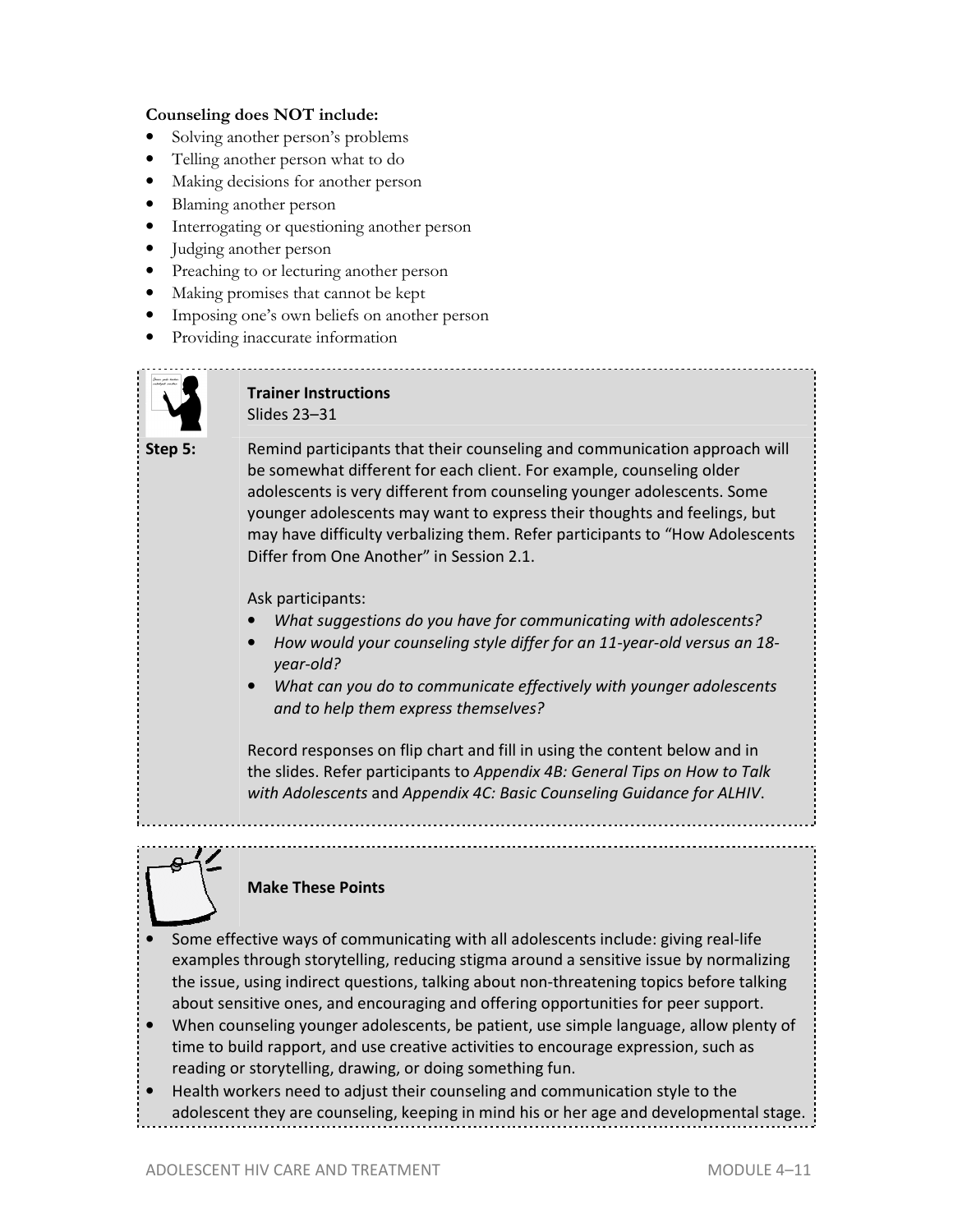**Counseling does NOT include:**

- Solving another person's problems
- Telling another person what to do
- Making decisions for another person
- Blaming another person
- Interrogating or questioning another person
- Judging another person
- Preaching to or lecturing another person
- Making promises that cannot be kept
- Imposing one's own beliefs on another person
- Providing inaccurate information

**Trainer Instructions**
Slides 23–31

**Step 5:** Remind participants that their counseling and communication approach will be somewhat different for each client. For example, counseling older adolescents is very different from counseling younger adolescents. Some younger adolescents may want to express their thoughts and feelings, but may have difficulty verbalizing them. Refer participants to "How Adolescents Differ from One Another" in Session 2.1.

Ask participants:

- *What suggestions do you have for communicating with adolescents?*
- *How would your counseling style differ for an 11-year-old versus an 18-year-old?*
- *What can you do to communicate effectively with younger adolescents and to help them express themselves?*

Record responses on flip chart and fill in using the content below and in the slides. Refer participants to *Appendix 4B: General Tips on How to Talk with Adolescents* and *Appendix 4C: Basic Counseling Guidance for ALHIV*.

**Make These Points**

- Some effective ways of communicating with all adolescents include: giving real-life examples through storytelling, reducing stigma around a sensitive issue by normalizing the issue, using indirect questions, talking about non-threatening topics before talking about sensitive ones, and encouraging and offering opportunities for peer support.
- When counseling younger adolescents, be patient, use simple language, allow plenty of time to build rapport, and use creative activities to encourage expression, such as reading or storytelling, drawing, or doing something fun.
- Health workers need to adjust their counseling and communication style to the adolescent they are counseling, keeping in mind his or her age and developmental stage.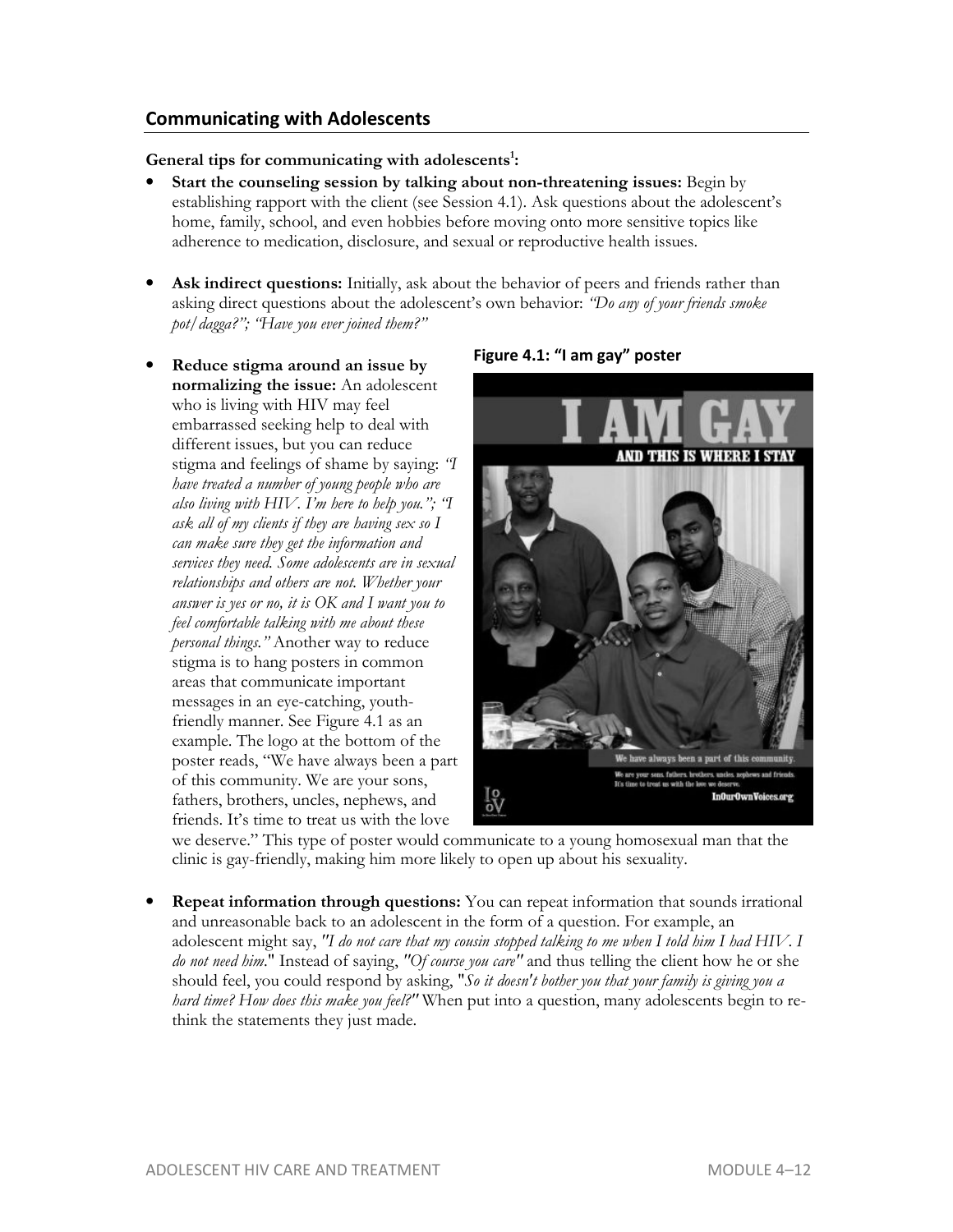## Communicating with Adolescents

**General tips for communicating with adolescents[1]:**

- **Start the counseling session by talking about non-threatening issues:** Begin by establishing rapport with the client (see Session 4.1). Ask questions about the adolescent's home, family, school, and even hobbies before moving onto more sensitive topics like adherence to medication, disclosure, and sexual or reproductive health issues.

- **Ask indirect questions:** Initially, ask about the behavior of peers and friends rather than asking direct questions about the adolescent's own behavior: *"Do any of your friends smoke pot/dagga?"; "Have you ever joined them?"*

- **Reduce stigma around an issue by normalizing the issue:** An adolescent who is living with HIV may feel embarrassed seeking help to deal with different issues, but you can reduce stigma and feelings of shame by saying: *"I have treated a number of young people who are also living with HIV. I'm here to help you."; "I ask all of my clients if they are having sex so I can make sure they get the information and services they need. Some adolescents are in sexual relationships and others are not. Whether your answer is yes or no, it is OK and I want you to feel comfortable talking with me about these personal things."* Another way to reduce stigma is to hang posters in common areas that communicate important messages in an eye-catching, youth-friendly manner. See Figure 4.1 as an example. The logo at the bottom of the poster reads, "We have always been a part of this community. We are your sons, fathers, brothers, uncles, nephews, and friends. It's time to treat us with the love we deserve." This type of poster would communicate to a young homosexual man that the clinic is gay-friendly, making him more likely to open up about his sexuality.

**Figure 4.1: "I am gay" poster**

- **Repeat information through questions:** You can repeat information that sounds irrational and unreasonable back to an adolescent in the form of a question. For example, an adolescent might say, *"I do not care that my cousin stopped talking to me when I told him I had HIV. I do not need him."* Instead of saying, *"Of course you care"* and thus telling the client how he or she should feel, you could respond by asking, *"So it doesn't bother you that your family is giving you a hard time? How does this make you feel?"* When put into a question, many adolescents begin to re-think the statements they just made.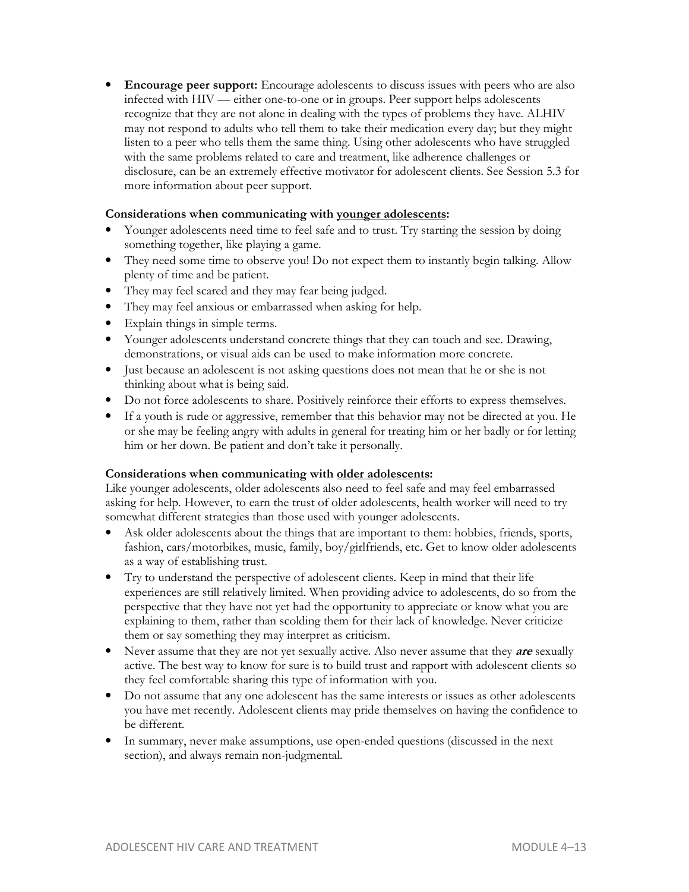- **Encourage peer support:** Encourage adolescents to discuss issues with peers who are also infected with HIV — either one-to-one or in groups. Peer support helps adolescents recognize that they are not alone in dealing with the types of problems they have. ALHIV may not respond to adults who tell them to take their medication every day; but they might listen to a peer who tells them the same thing. Using other adolescents who have struggled with the same problems related to care and treatment, like adherence challenges or disclosure, can be an extremely effective motivator for adolescent clients. See Session 5.3 for more information about peer support.

**Considerations when communicating with <u>younger adolescents</u>:**

- Younger adolescents need time to feel safe and to trust. Try starting the session by doing something together, like playing a game.
- They need some time to observe you! Do not expect them to instantly begin talking. Allow plenty of time and be patient.
- They may feel scared and they may fear being judged.
- They may feel anxious or embarrassed when asking for help.
- Explain things in simple terms.
- Younger adolescents understand concrete things that they can touch and see. Drawing, demonstrations, or visual aids can be used to make information more concrete.
- Just because an adolescent is not asking questions does not mean that he or she is not thinking about what is being said.
- Do not force adolescents to share. Positively reinforce their efforts to express themselves.
- If a youth is rude or aggressive, remember that this behavior may not be directed at you. He or she may be feeling angry with adults in general for treating him or her badly or for letting him or her down. Be patient and don't take it personally.

**Considerations when communicating with <u>older adolescents</u>:**

Like younger adolescents, older adolescents also need to feel safe and may feel embarrassed asking for help. However, to earn the trust of older adolescents, health worker will need to try somewhat different strategies than those used with younger adolescents.

- Ask older adolescents about the things that are important to them: hobbies, friends, sports, fashion, cars/motorbikes, music, family, boy/girlfriends, etc. Get to know older adolescents as a way of establishing trust.
- Try to understand the perspective of adolescent clients. Keep in mind that their life experiences are still relatively limited. When providing advice to adolescents, do so from the perspective that they have not yet had the opportunity to appreciate or know what you are explaining to them, rather than scolding them for their lack of knowledge. Never criticize them or say something they may interpret as criticism.
- Never assume that they are not yet sexually active. Also never assume that they ***are*** sexually active. The best way to know for sure is to build trust and rapport with adolescent clients so they feel comfortable sharing this type of information with you.
- Do not assume that any one adolescent has the same interests or issues as other adolescents you have met recently. Adolescent clients may pride themselves on having the confidence to be different.
- In summary, never make assumptions, use open-ended questions (discussed in the next section), and always remain non-judgmental.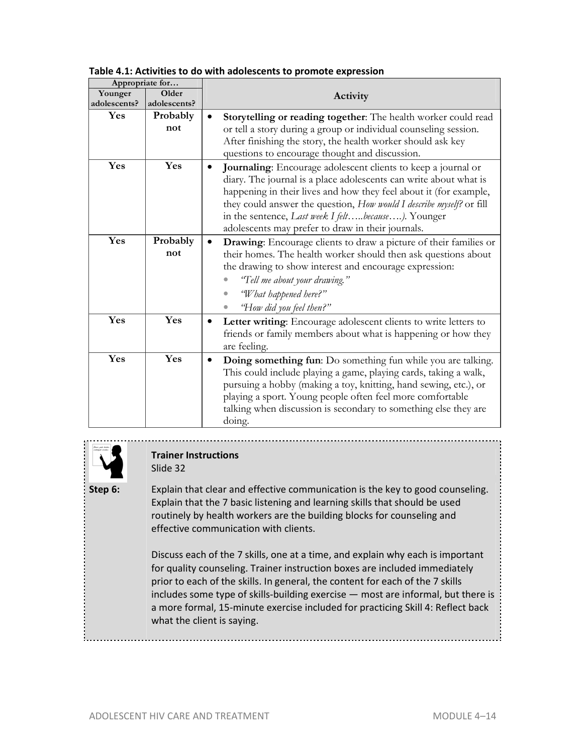**Table 4.1: Activities to do with adolescents to promote expression**

| Appropriate for… | | Activity |
|---|---|---|
| **Younger adolescents?** | **Older adolescents?** | |
| **Yes** | **Probably not** | • **Storytelling or reading together**: The health worker could read or tell a story during a group or individual counseling session. After finishing the story, the health worker should ask key questions to encourage thought and discussion. |
| **Yes** | **Yes** | • **Journaling**: Encourage adolescent clients to keep a journal or diary. The journal is a place adolescents can write about what is happening in their lives and how they feel about it (for example, they could answer the question, *How would I describe myself?* or fill in the sentence, *Last week I felt…..because….).* Younger adolescents may prefer to draw in their journals. |
| **Yes** | **Probably not** | • **Drawing**: Encourage clients to draw a picture of their families or their homes. The health worker should then ask questions about the drawing to show interest and encourage expression: ◦ *"Tell me about your drawing."* ◦ *"What happened here?"* ◦ *"How did you feel then?"* |
| **Yes** | **Yes** | • **Letter writing**: Encourage adolescent clients to write letters to friends or family members about what is happening or how they are feeling. |
| **Yes** | **Yes** | • **Doing something fun**: Do something fun while you are talking. This could include playing a game, playing cards, taking a walk, pursuing a hobby (making a toy, knitting, hand sewing, etc.), or playing a sport. Young people often feel more comfortable talking when discussion is secondary to something else they are doing. |

**Trainer Instructions**
Slide 32

**Step 6:** Explain that clear and effective communication is the key to good counseling. Explain that the 7 basic listening and learning skills that should be used routinely by health workers are the building blocks for counseling and effective communication with clients.

Discuss each of the 7 skills, one at a time, and explain why each is important for quality counseling. Trainer instruction boxes are included immediately prior to each of the skills. In general, the content for each of the 7 skills includes some type of skills-building exercise — most are informal, but there is a more formal, 15-minute exercise included for practicing Skill 4: Reflect back what the client is saying.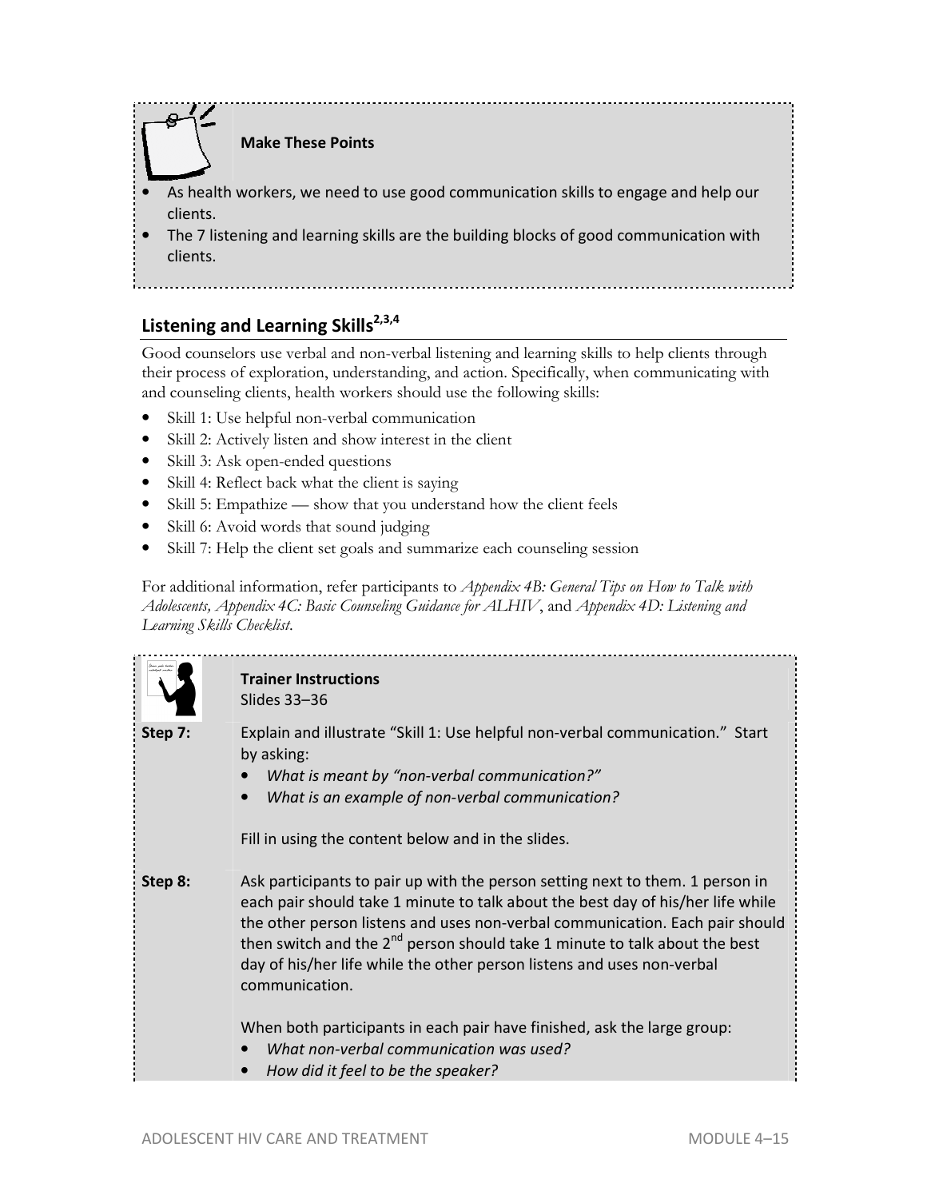**Make These Points**

- As health workers, we need to use good communication skills to engage and help our clients.
- The 7 listening and learning skills are the building blocks of good communication with clients.

## Listening and Learning Skills[2,3,4]

Good counselors use verbal and non-verbal listening and learning skills to help clients through their process of exploration, understanding, and action. Specifically, when communicating with and counseling clients, health workers should use the following skills:

- Skill 1: Use helpful non-verbal communication
- Skill 2: Actively listen and show interest in the client
- Skill 3: Ask open-ended questions
- Skill 4: Reflect back what the client is saying
- Skill 5: Empathize — show that you understand how the client feels
- Skill 6: Avoid words that sound judging
- Skill 7: Help the client set goals and summarize each counseling session

For additional information, refer participants to *Appendix 4B: General Tips on How to Talk with Adolescents, Appendix 4C: Basic Counseling Guidance for ALHIV*, and *Appendix 4D: Listening and Learning Skills Checklist*.

**Trainer Instructions**
Slides 33–36

**Step 7:** Explain and illustrate "Skill 1: Use helpful non-verbal communication." Start by asking:

- *What is meant by "non-verbal communication?"*
- *What is an example of non-verbal communication?*

Fill in using the content below and in the slides.

**Step 8:** Ask participants to pair up with the person setting next to them. 1 person in each pair should take 1 minute to talk about the best day of his/her life while the other person listens and uses non-verbal communication. Each pair should then switch and the 2nd person should take 1 minute to talk about the best day of his/her life while the other person listens and uses non-verbal communication.

When both participants in each pair have finished, ask the large group:

- *What non-verbal communication was used?*
- *How did it feel to be the speaker?*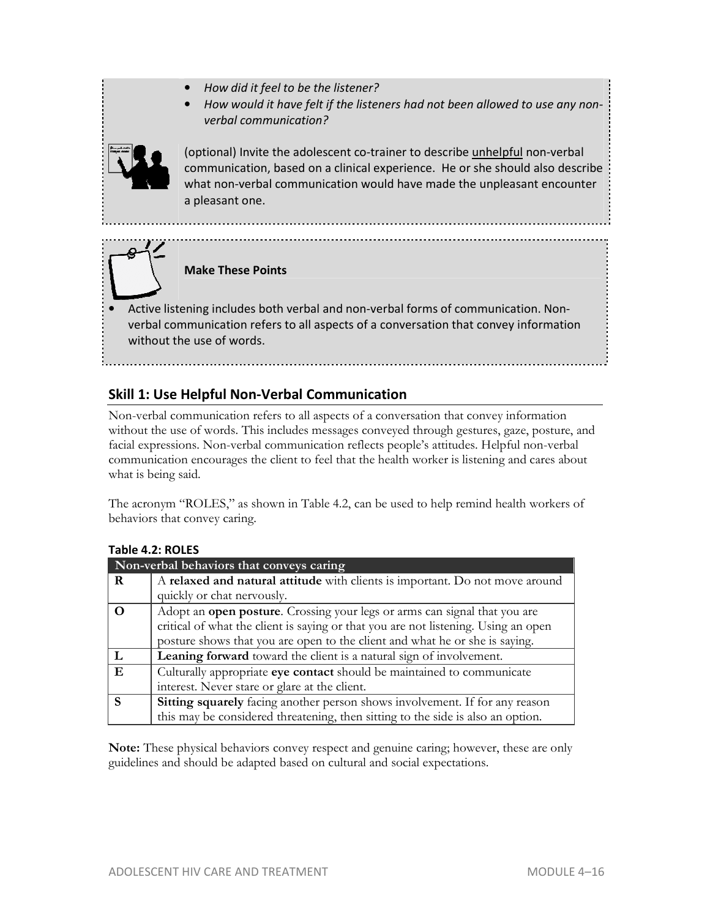- *How did it feel to be the listener?*
- *How would it have felt if the listeners had not been allowed to use any non-verbal communication?*

(optional) Invite the adolescent co-trainer to describe unhelpful non-verbal communication, based on a clinical experience. He or she should also describe what non-verbal communication would have made the unpleasant encounter a pleasant one.

**Make These Points**

- Active listening includes both verbal and non-verbal forms of communication. Non-verbal communication refers to all aspects of a conversation that convey information without the use of words.

## Skill 1: Use Helpful Non-Verbal Communication

Non-verbal communication refers to all aspects of a conversation that convey information without the use of words. This includes messages conveyed through gestures, gaze, posture, and facial expressions. Non-verbal communication reflects people's attitudes. Helpful non-verbal communication encourages the client to feel that the health worker is listening and cares about what is being said.

The acronym "ROLES," as shown in Table 4.2, can be used to help remind health workers of behaviors that convey caring.

**Table 4.2: ROLES**

| Non-verbal behaviors that conveys caring | |
|---|---|
| **R** | A **relaxed and natural attitude** with clients is important. Do not move around quickly or chat nervously. |
| **O** | Adopt an **open posture**. Crossing your legs or arms can signal that you are critical of what the client is saying or that you are not listening. Using an open posture shows that you are open to the client and what he or she is saying. |
| **L** | **Leaning forward** toward the client is a natural sign of involvement. |
| **E** | Culturally appropriate **eye contact** should be maintained to communicate interest. Never stare or glare at the client. |
| **S** | **Sitting squarely** facing another person shows involvement. If for any reason this may be considered threatening, then sitting to the side is also an option. |

**Note:** These physical behaviors convey respect and genuine caring; however, these are only guidelines and should be adapted based on cultural and social expectations.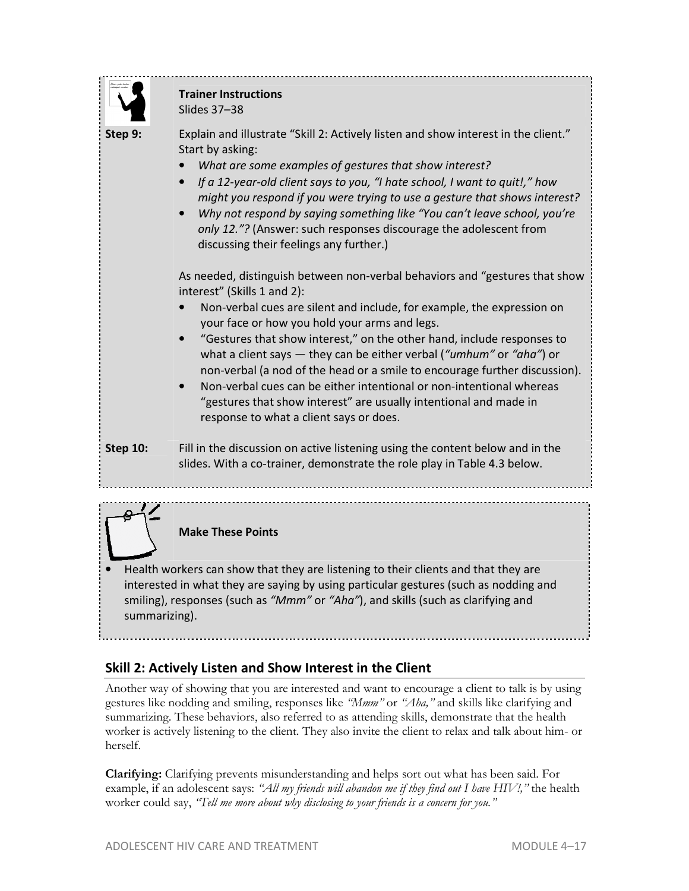**Trainer Instructions**
Slides 37–38

**Step 9:** Explain and illustrate "Skill 2: Actively listen and show interest in the client." Start by asking:

- *What are some examples of gestures that show interest?*
- *If a 12-year-old client says to you, "I hate school, I want to quit!," how might you respond if you were trying to use a gesture that shows interest?*
- *Why not respond by saying something like "You can't leave school, you're only 12."?* (Answer: such responses discourage the adolescent from discussing their feelings any further.)

As needed, distinguish between non-verbal behaviors and "gestures that show interest" (Skills 1 and 2):

- Non-verbal cues are silent and include, for example, the expression on your face or how you hold your arms and legs.
- "Gestures that show interest," on the other hand, include responses to what a client says — they can be either verbal (*"umhum"* or *"aha"*) or non-verbal (a nod of the head or a smile to encourage further discussion).
- Non-verbal cues can be either intentional or non-intentional whereas "gestures that show interest" are usually intentional and made in response to what a client says or does.

**Step 10:** Fill in the discussion on active listening using the content below and in the slides. With a co-trainer, demonstrate the role play in Table 4.3 below.

**Make These Points**

- Health workers can show that they are listening to their clients and that they are interested in what they are saying by using particular gestures (such as nodding and smiling), responses (such as *"Mmm"* or *"Aha"*), and skills (such as clarifying and summarizing).

## Skill 2: Actively Listen and Show Interest in the Client

Another way of showing that you are interested and want to encourage a client to talk is by using gestures like nodding and smiling, responses like *"Mmm"* or *"Aha,"* and skills like clarifying and summarizing. These behaviors, also referred to as attending skills, demonstrate that the health worker is actively listening to the client. They also invite the client to relax and talk about him- or herself.

**Clarifying:** Clarifying prevents misunderstanding and helps sort out what has been said. For example, if an adolescent says: *"All my friends will abandon me if they find out I have HIV!,"* the health worker could say, *"Tell me more about why disclosing to your friends is a concern for you."*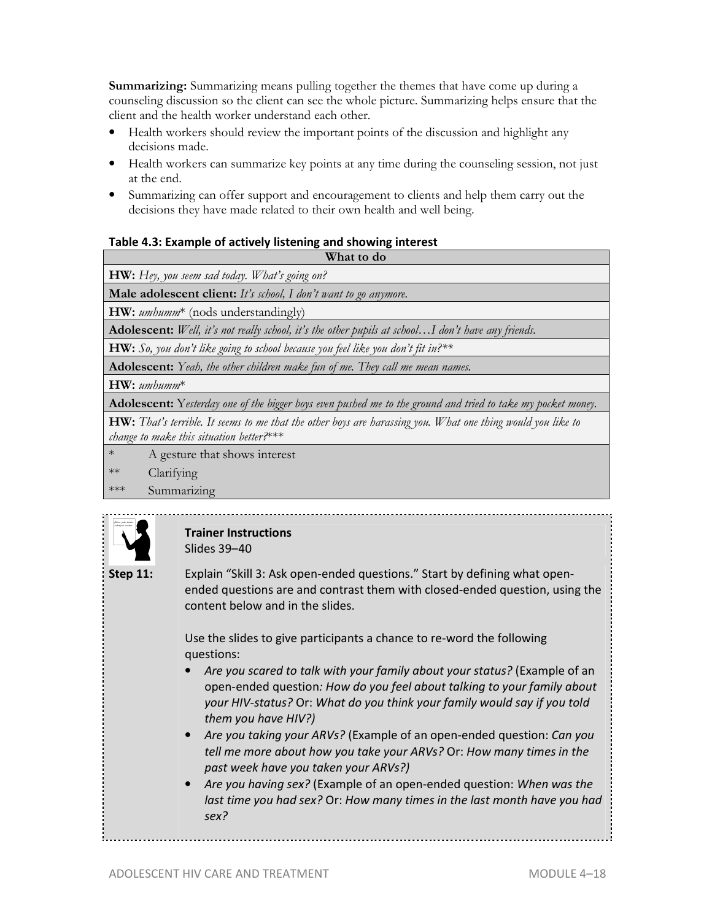**Summarizing:** Summarizing means pulling together the themes that have come up during a counseling discussion so the client can see the whole picture. Summarizing helps ensure that the client and the health worker understand each other.

- Health workers should review the important points of the discussion and highlight any decisions made.
- Health workers can summarize key points at any time during the counseling session, not just at the end.
- Summarizing can offer support and encouragement to clients and help them carry out the decisions they have made related to their own health and well being.

**Table 4.3: Example of actively listening and showing interest**

| What to do |
|---|
| **HW:** *Hey, you seem sad today. What's going on?* |
| **Male adolescent client:** *It's school, I don't want to go anymore.* |
| **HW:** *umhumm*\* (nods understandingly) |
| **Adolescent:** *Well, it's not really school, it's the other pupils at school…I don't have any friends.* |
| **HW:** *So, you don't like going to school because you feel like you don't fit in?*\*\* |
| **Adolescent:** *Yeah, the other children make fun of me. They call me mean names.* |
| **HW:** *umhumm*\* |
| **Adolescent:** *Yesterday one of the bigger boys even pushed me to the ground and tried to take my pocket money.* |
| **HW:** *That's terrible. It seems to me that the other boys are harassing you. What one thing would you like to change to make this situation better?*\*\*\* |
| \* A gesture that shows interest |
| \*\* Clarifying |
| \*\*\* Summarizing |

**Trainer Instructions**
Slides 39–40

**Step 11:** Explain "Skill 3: Ask open-ended questions." Start by defining what open-ended questions are and contrast them with closed-ended question, using the content below and in the slides.

Use the slides to give participants a chance to re-word the following questions:

- *Are you scared to talk with your family about your status?* (Example of an open-ended question*: How do you feel about talking to your family about your HIV-status?* Or: *What do you think your family would say if you told them you have HIV?)*
- *Are you taking your ARVs?* (Example of an open-ended question: *Can you tell me more about how you take your ARVs?* Or: *How many times in the past week have you taken your ARVs?)*
- *Are you having sex?* (Example of an open-ended question: *When was the last time you had sex?* Or: *How many times in the last month have you had sex?*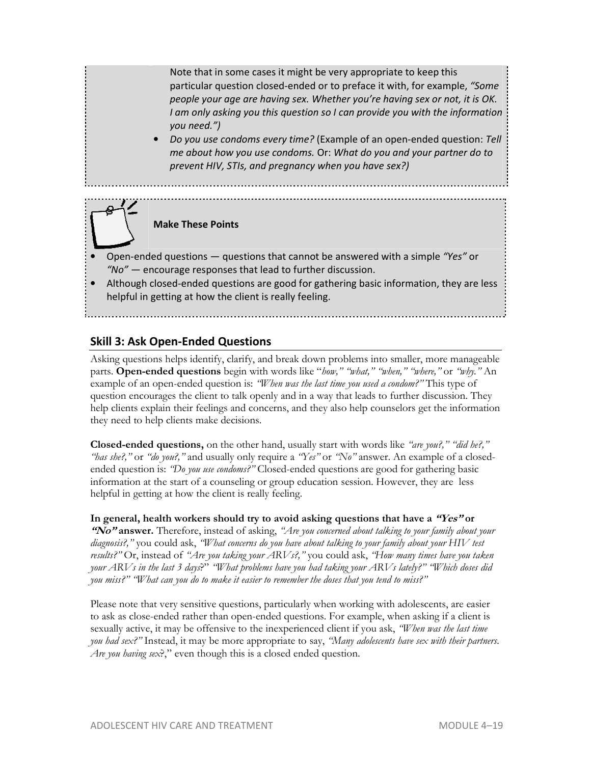Note that in some cases it might be very appropriate to keep this particular question closed-ended or to preface it with, for example, *"Some people your age are having sex. Whether you're having sex or not, it is OK. I am only asking you this question so I can provide you with the information you need.")*

- *Do you use condoms every time?* (Example of an open-ended question: *Tell me about how you use condoms.* Or: *What do you and your partner do to prevent HIV, STIs, and pregnancy when you have sex?)*

**Make These Points**

- Open-ended questions — questions that cannot be answered with a simple *"Yes"* or *"No"* — encourage responses that lead to further discussion.
- Although closed-ended questions are good for gathering basic information, they are less helpful in getting at how the client is really feeling.

## Skill 3: Ask Open-Ended Questions

Asking questions helps identify, clarify, and break down problems into smaller, more manageable parts. **Open-ended questions** begin with words like "*how," "what," "when," "where,"* or *"why."* An example of an open-ended question is: *"When was the last time you used a condom?"* This type of question encourages the client to talk openly and in a way that leads to further discussion. They help clients explain their feelings and concerns, and they also help counselors get the information they need to help clients make decisions.

**Closed-ended questions,** on the other hand, usually start with words like *"are you?," "did he?," "has she?,"* or *"do you?,"* and usually only require a *"Yes"* or *"No"* answer. An example of a closed-ended question is: *"Do you use condoms?"* Closed-ended questions are good for gathering basic information at the start of a counseling or group education session. However, they are less helpful in getting at how the client is really feeling.

**In general, health workers should try to avoid asking questions that have a *"Yes"* or *"No"* answer.** Therefore, instead of asking, *"Are you concerned about talking to your family about your diagnosis?,"* you could ask, *"What concerns do you have about talking to your family about your HIV test results?"* Or, instead of *"Are you taking your ARVs?,"* you could ask, *"How many times have you taken your ARVs in the last 3 days*?" *"What problems have you had taking your ARVs lately?" "Which doses did you miss?" "What can you do to make it easier to remember the doses that you tend to miss?"*

Please note that very sensitive questions, particularly when working with adolescents, are easier to ask as close-ended rather than open-ended questions. For example, when asking if a client is sexually active, it may be offensive to the inexperienced client if you ask, *"When was the last time you had sex?"* Instead, it may be more appropriate to say, *"Many adolescents have sex with their partners. Are you having sex*?," even though this is a closed ended question.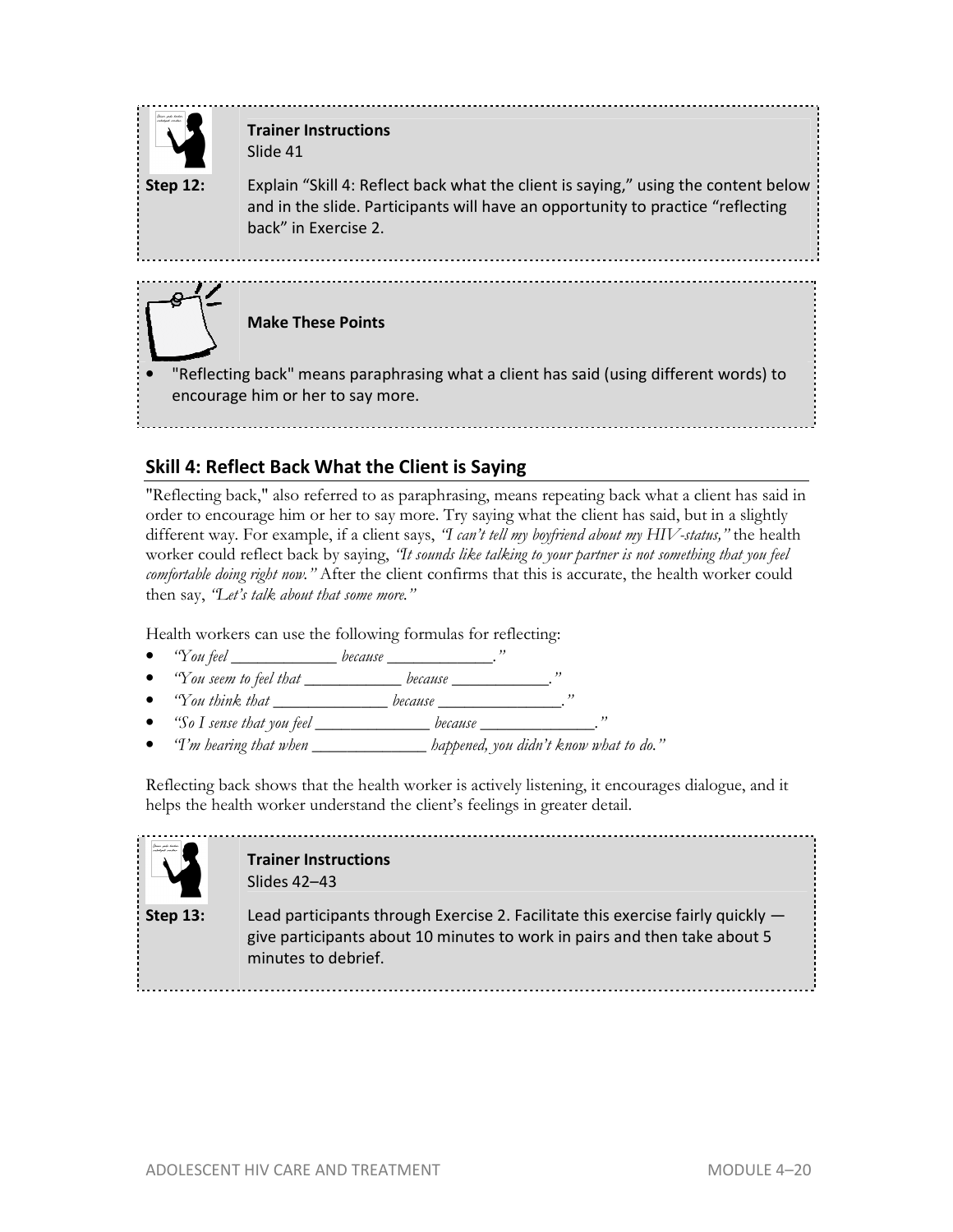**Trainer Instructions**
Slide 41

**Step 12:** Explain "Skill 4: Reflect back what the client is saying," using the content below and in the slide. Participants will have an opportunity to practice "reflecting back" in Exercise 2.

**Make These Points**

- "Reflecting back" means paraphrasing what a client has said (using different words) to encourage him or her to say more.

## Skill 4: Reflect Back What the Client is Saying

"Reflecting back," also referred to as paraphrasing, means repeating back what a client has said in order to encourage him or her to say more. Try saying what the client has said, but in a slightly different way. For example, if a client says, *"I can't tell my boyfriend about my HIV-status,"* the health worker could reflect back by saying, *"It sounds like talking to your partner is not something that you feel comfortable doing right now."* After the client confirms that this is accurate, the health worker could then say, *"Let's talk about that some more."*

Health workers can use the following formulas for reflecting:

- *"You feel ____________ because ____________."*
- *"You seem to feel that ___________ because ___________."*
- *"You think that _____________ because ______________."*
- *"So I sense that you feel _____________ because _____________."*
- *"I'm hearing that when _____________ happened, you didn't know what to do."*

Reflecting back shows that the health worker is actively listening, it encourages dialogue, and it helps the health worker understand the client's feelings in greater detail.

**Trainer Instructions**
Slides 42–43

**Step 13:** Lead participants through Exercise 2. Facilitate this exercise fairly quickly — give participants about 10 minutes to work in pairs and then take about 5 minutes to debrief.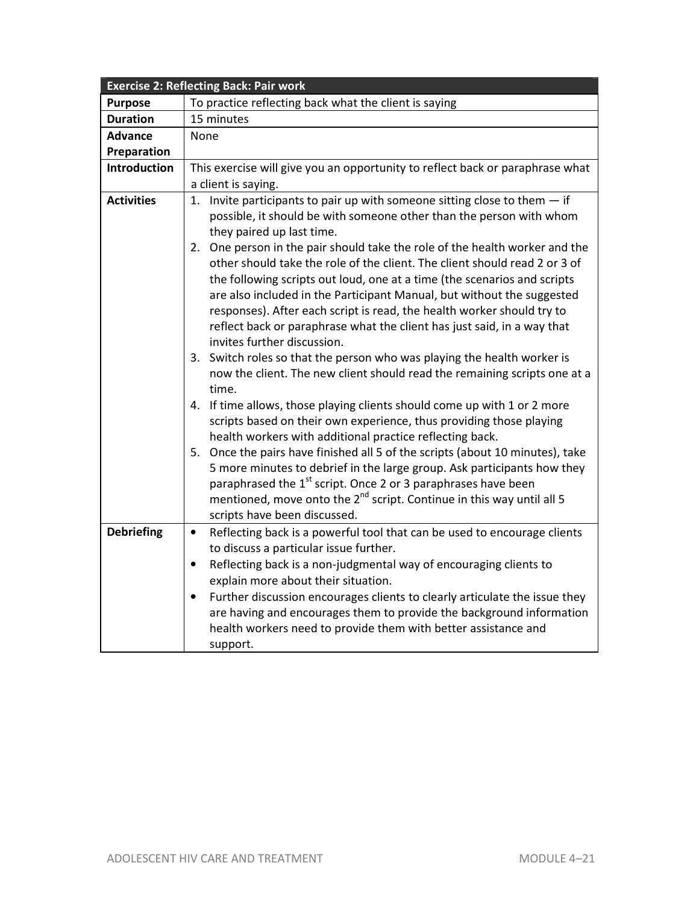| Exercise 2: Reflecting Back: Pair work | |
|---|---|
| **Purpose** | To practice reflecting back what the client is saying |
| **Duration** | 15 minutes |
| **Advance Preparation** | None |
| **Introduction** | This exercise will give you an opportunity to reflect back or paraphrase what a client is saying. |
| **Activities** | 1. Invite participants to pair up with someone sitting close to them — if possible, it should be with someone other than the person with whom they paired up last time.<br>2. One person in the pair should take the role of the health worker and the other should take the role of the client. The client should read 2 or 3 of the following scripts out loud, one at a time (the scenarios and scripts are also included in the Participant Manual, but without the suggested responses). After each script is read, the health worker should try to reflect back or paraphrase what the client has just said, in a way that invites further discussion.<br>3. Switch roles so that the person who was playing the health worker is now the client. The new client should read the remaining scripts one at a time.<br>4. If time allows, those playing clients should come up with 1 or 2 more scripts based on their own experience, thus providing those playing health workers with additional practice reflecting back.<br>5. Once the pairs have finished all 5 of the scripts (about 10 minutes), take 5 more minutes to debrief in the large group. Ask participants how they paraphrased the 1st script. Once 2 or 3 paraphrases have been mentioned, move onto the 2nd script. Continue in this way until all 5 scripts have been discussed. |
| **Debriefing** | • Reflecting back is a powerful tool that can be used to encourage clients to discuss a particular issue further.<br>• Reflecting back is a non-judgmental way of encouraging clients to explain more about their situation.<br>• Further discussion encourages clients to clearly articulate the issue they are having and encourages them to provide the background information health workers need to provide them with better assistance and support. |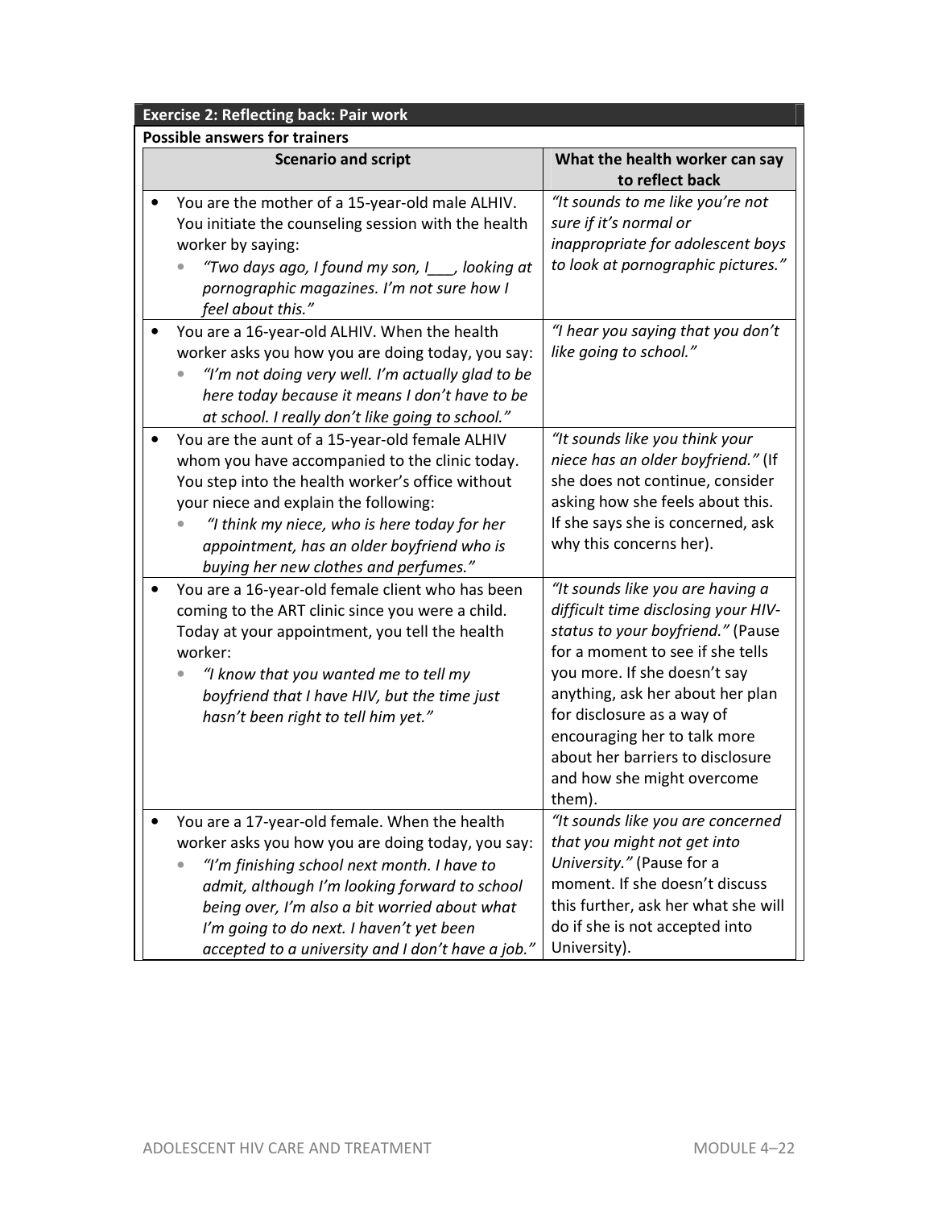**Exercise 2: Reflecting back: Pair work**

**Possible answers for trainers**

| Scenario and script | What the health worker can say to reflect back |
|---|---|
| • You are the mother of a 15-year-old male ALHIV. You initiate the counseling session with the health worker by saying: <br> • *"Two days ago, I found my son, I___, looking at pornographic magazines. I'm not sure how I feel about this."* | *"It sounds to me like you're not sure if it's normal or inappropriate for adolescent boys to look at pornographic pictures."* |
| • You are a 16-year-old ALHIV. When the health worker asks you how you are doing today, you say: <br> • *"I'm not doing very well. I'm actually glad to be here today because it means I don't have to be at school. I really don't like going to school."* | *"I hear you saying that you don't like going to school."* |
| • You are the aunt of a 15-year-old female ALHIV whom you have accompanied to the clinic today. You step into the health worker's office without your niece and explain the following: <br> • *"I think my niece, who is here today for her appointment, has an older boyfriend who is buying her new clothes and perfumes."* | *"It sounds like you think your niece has an older boyfriend."* (If she does not continue, consider asking how she feels about this. If she says she is concerned, ask why this concerns her). |
| • You are a 16-year-old female client who has been coming to the ART clinic since you were a child. Today at your appointment, you tell the health worker: <br> • *"I know that you wanted me to tell my boyfriend that I have HIV, but the time just hasn't been right to tell him yet."* | *"It sounds like you are having a difficult time disclosing your HIV-status to your boyfriend."* (Pause for a moment to see if she tells you more. If she doesn't say anything, ask her about her plan for disclosure as a way of encouraging her to talk more about her barriers to disclosure and how she might overcome them). |
| • You are a 17-year-old female. When the health worker asks you how you are doing today, you say: <br> • *"I'm finishing school next month. I have to admit, although I'm looking forward to school being over, I'm also a bit worried about what I'm going to do next. I haven't yet been accepted to a university and I don't have a job."* | *"It sounds like you are concerned that you might not get into University."* (Pause for a moment. If she doesn't discuss this further, ask her what she will do if she is not accepted into University). |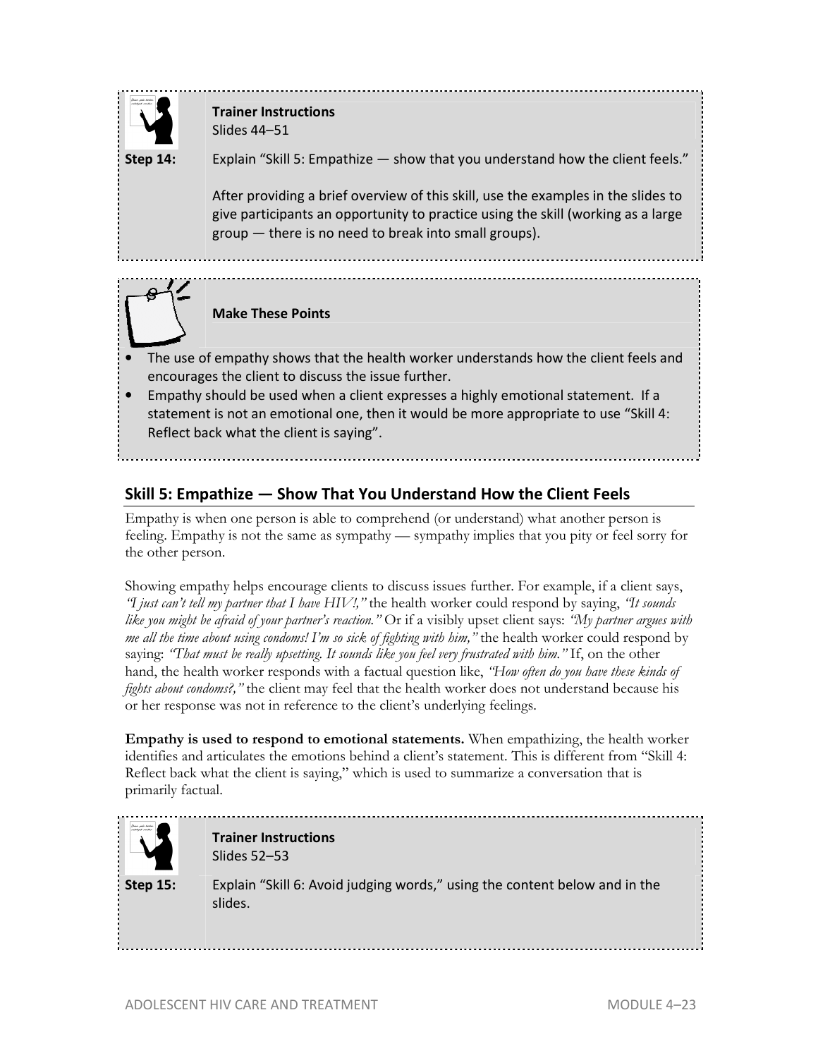**Trainer Instructions**
Slides 44–51

**Step 14:** Explain "Skill 5: Empathize — show that you understand how the client feels."

After providing a brief overview of this skill, use the examples in the slides to give participants an opportunity to practice using the skill (working as a large group — there is no need to break into small groups).

**Make These Points**

- The use of empathy shows that the health worker understands how the client feels and encourages the client to discuss the issue further.
- Empathy should be used when a client expresses a highly emotional statement. If a statement is not an emotional one, then it would be more appropriate to use "Skill 4: Reflect back what the client is saying".

## Skill 5: Empathize — Show That You Understand How the Client Feels

Empathy is when one person is able to comprehend (or understand) what another person is feeling. Empathy is not the same as sympathy — sympathy implies that you pity or feel sorry for the other person.

Showing empathy helps encourage clients to discuss issues further. For example, if a client says, *"I just can't tell my partner that I have HIV!,"* the health worker could respond by saying, *"It sounds like you might be afraid of your partner's reaction."* Or if a visibly upset client says: *"My partner argues with me all the time about using condoms! I'm so sick of fighting with him,"* the health worker could respond by saying: *"That must be really upsetting. It sounds like you feel very frustrated with him."* If, on the other hand, the health worker responds with a factual question like, *"How often do you have these kinds of fights about condoms?,"* the client may feel that the health worker does not understand because his or her response was not in reference to the client's underlying feelings.

**Empathy is used to respond to emotional statements.** When empathizing, the health worker identifies and articulates the emotions behind a client's statement. This is different from "Skill 4: Reflect back what the client is saying," which is used to summarize a conversation that is primarily factual.

**Trainer Instructions**
Slides 52–53

**Step 15:** Explain "Skill 6: Avoid judging words," using the content below and in the slides.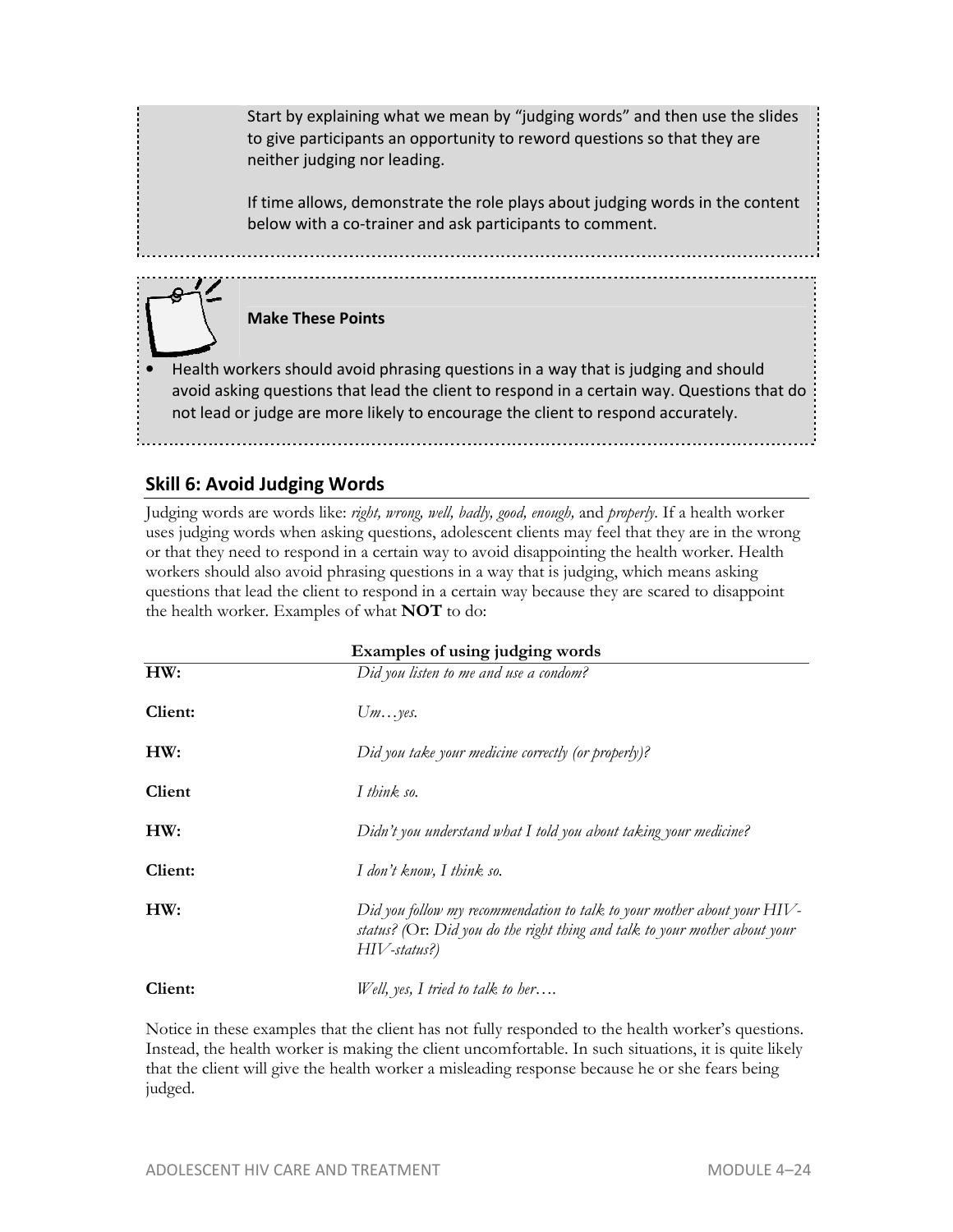Start by explaining what we mean by "judging words" and then use the slides to give participants an opportunity to reword questions so that they are neither judging nor leading.

If time allows, demonstrate the role plays about judging words in the content below with a co-trainer and ask participants to comment.

**Make These Points**

- Health workers should avoid phrasing questions in a way that is judging and should avoid asking questions that lead the client to respond in a certain way. Questions that do not lead or judge are more likely to encourage the client to respond accurately.

## Skill 6: Avoid Judging Words

Judging words are words like: *right, wrong, well, badly, good, enough,* and *properly*. If a health worker uses judging words when asking questions, adolescent clients may feel that they are in the wrong or that they need to respond in a certain way to avoid disappointing the health worker. Health workers should also avoid phrasing questions in a way that is judging, which means asking questions that lead the client to respond in a certain way because they are scared to disappoint the health worker. Examples of what **NOT** to do:

**Examples of using judging words**

| | |
|---|---|
| **HW:** | *Did you listen to me and use a condom?* |
| **Client:** | *Um…yes.* |
| **HW:** | *Did you take your medicine correctly (or properly)?* |
| **Client** | *I think so.* |
| **HW:** | *Didn't you understand what I told you about taking your medicine?* |
| **Client:** | *I don't know, I think so.* |
| **HW:** | *Did you follow my recommendation to talk to your mother about your HIV-status? (*Or: *Did you do the right thing and talk to your mother about your HIV-status?)* |
| **Client:** | *Well, yes, I tried to talk to her….* |

Notice in these examples that the client has not fully responded to the health worker's questions. Instead, the health worker is making the client uncomfortable. In such situations, it is quite likely that the client will give the health worker a misleading response because he or she fears being judged.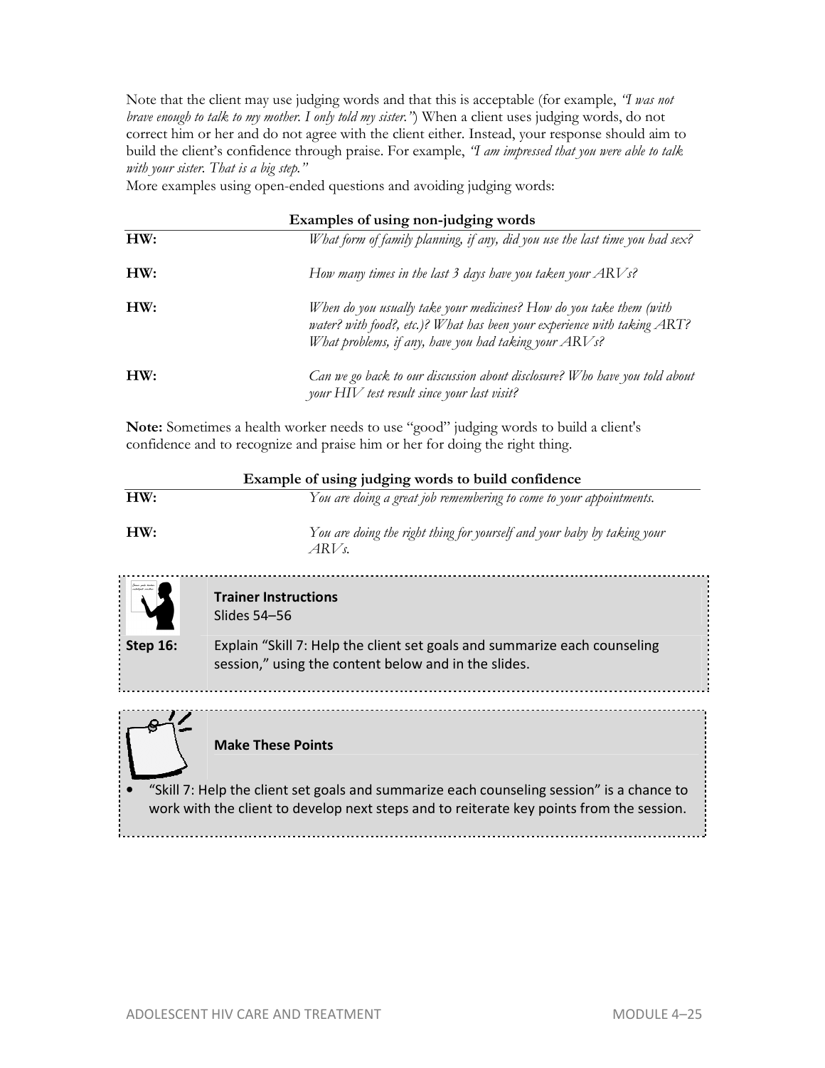Note that the client may use judging words and that this is acceptable (for example, *"I was not brave enough to talk to my mother. I only told my sister."*) When a client uses judging words, do not correct him or her and do not agree with the client either. Instead, your response should aim to build the client's confidence through praise. For example, *"I am impressed that you were able to talk with your sister. That is a big step."*

More examples using open-ended questions and avoiding judging words:

**Examples of using non-judging words**

| | |
|---|---|
| **HW:** | *What form of family planning, if any, did you use the last time you had sex?* |
| **HW:** | *How many times in the last 3 days have you taken your ARVs?* |
| **HW:** | *When do you usually take your medicines? How do you take them (with water? with food?, etc.)? What has been your experience with taking ART? What problems, if any, have you had taking your ARVs?* |
| **HW:** | *Can we go back to our discussion about disclosure? Who have you told about your HIV test result since your last visit?* |

**Note:** Sometimes a health worker needs to use "good" judging words to build a client's confidence and to recognize and praise him or her for doing the right thing.

**Example of using judging words to build confidence**

| | |
|---|---|
| **HW:** | *You are doing a great job remembering to come to your appointments.* |
| **HW:** | *You are doing the right thing for yourself and your baby by taking your ARVs.* |

**Trainer Instructions**
Slides 54–56

**Step 16:** Explain "Skill 7: Help the client set goals and summarize each counseling session," using the content below and in the slides.

**Make These Points**

- "Skill 7: Help the client set goals and summarize each counseling session" is a chance to work with the client to develop next steps and to reiterate key points from the session.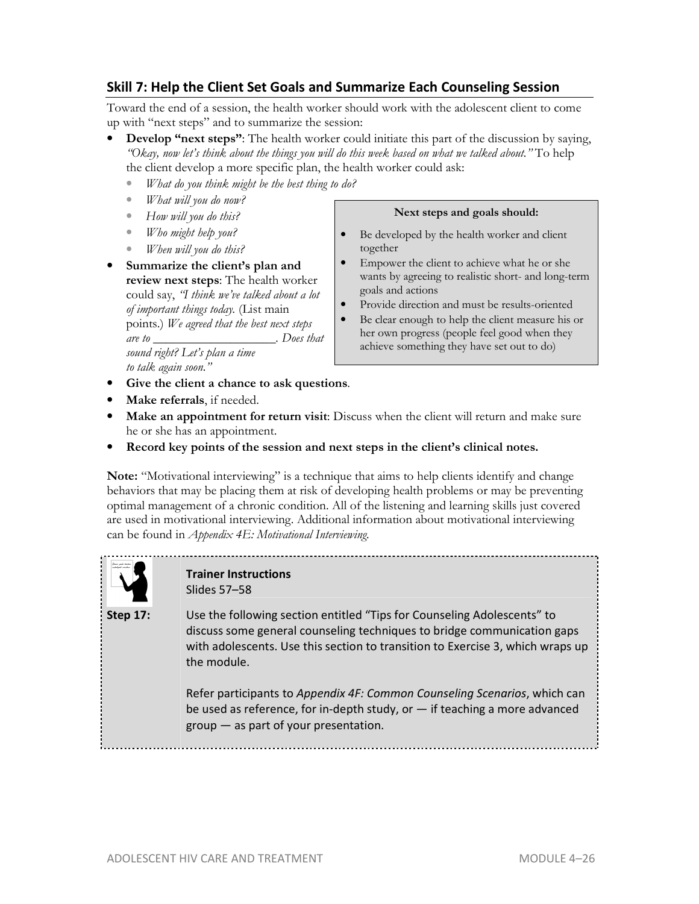## Skill 7: Help the Client Set Goals and Summarize Each Counseling Session

Toward the end of a session, the health worker should work with the adolescent client to come up with "next steps" and to summarize the session:

- **Develop "next steps"**: The health worker could initiate this part of the discussion by saying, *"Okay, now let's think about the things you will do this week based on what we talked about."* To help the client develop a more specific plan, the health worker could ask:
  - *What do you think might be the best thing to do?*
  - *What will you do now?*
  - *How will you do this?*
  - *Who might help you?*
  - *When will you do this?*
- **Summarize the client's plan and review next steps**: The health worker could say, *"I think we've talked about a lot of important things today.* (List main points.) *We agreed that the best next steps are to \_\_\_\_\_\_\_\_\_\_\_\_\_\_\_\_\_\_\_\_. Does that sound right? Let's plan a time to talk again soon."*
- **Give the client a chance to ask questions**.
- **Make referrals**, if needed.
- **Make an appointment for return visit**: Discuss when the client will return and make sure he or she has an appointment.
- **Record key points of the session and next steps in the client's clinical notes.**

> **Next steps and goals should:**
>
> - Be developed by the health worker and client together
> - Empower the client to achieve what he or she wants by agreeing to realistic short- and long-term goals and actions
> - Provide direction and must be results-oriented
> - Be clear enough to help the client measure his or her own progress (people feel good when they achieve something they have set out to do)

**Note:** "Motivational interviewing" is a technique that aims to help clients identify and change behaviors that may be placing them at risk of developing health problems or may be preventing optimal management of a chronic condition. All of the listening and learning skills just covered are used in motivational interviewing. Additional information about motivational interviewing can be found in *Appendix 4E: Motivational Interviewing*.

**Trainer Instructions**
Slides 57–58

**Step 17:** Use the following section entitled "Tips for Counseling Adolescents" to discuss some general counseling techniques to bridge communication gaps with adolescents. Use this section to transition to Exercise 3, which wraps up the module.

Refer participants to *Appendix 4F: Common Counseling Scenarios*, which can be used as reference, for in-depth study, or — if teaching a more advanced group — as part of your presentation.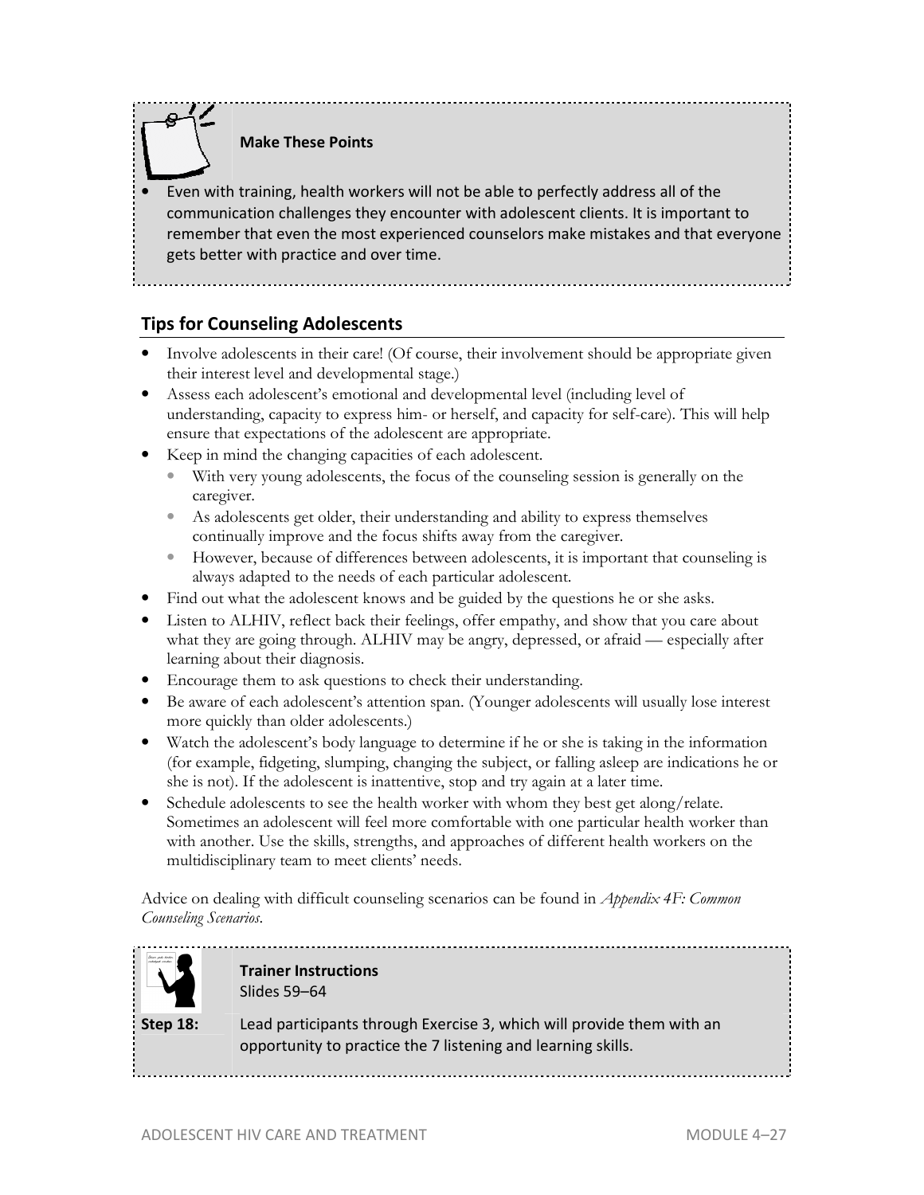**Make These Points**

- Even with training, health workers will not be able to perfectly address all of the communication challenges they encounter with adolescent clients. It is important to remember that even the most experienced counselors make mistakes and that everyone gets better with practice and over time.

## Tips for Counseling Adolescents

- Involve adolescents in their care! (Of course, their involvement should be appropriate given their interest level and developmental stage.)
- Assess each adolescent's emotional and developmental level (including level of understanding, capacity to express him- or herself, and capacity for self-care). This will help ensure that expectations of the adolescent are appropriate.
- Keep in mind the changing capacities of each adolescent.
  - With very young adolescents, the focus of the counseling session is generally on the caregiver.
  - As adolescents get older, their understanding and ability to express themselves continually improve and the focus shifts away from the caregiver.
  - However, because of differences between adolescents, it is important that counseling is always adapted to the needs of each particular adolescent.
- Find out what the adolescent knows and be guided by the questions he or she asks.
- Listen to ALHIV, reflect back their feelings, offer empathy, and show that you care about what they are going through. ALHIV may be angry, depressed, or afraid — especially after learning about their diagnosis.
- Encourage them to ask questions to check their understanding.
- Be aware of each adolescent's attention span. (Younger adolescents will usually lose interest more quickly than older adolescents.)
- Watch the adolescent's body language to determine if he or she is taking in the information (for example, fidgeting, slumping, changing the subject, or falling asleep are indications he or she is not). If the adolescent is inattentive, stop and try again at a later time.
- Schedule adolescents to see the health worker with whom they best get along/relate. Sometimes an adolescent will feel more comfortable with one particular health worker than with another. Use the skills, strengths, and approaches of different health workers on the multidisciplinary team to meet clients' needs.

Advice on dealing with difficult counseling scenarios can be found in *Appendix 4F: Common Counseling Scenarios*.

**Trainer Instructions**
Slides 59–64

**Step 18:** Lead participants through Exercise 3, which will provide them with an opportunity to practice the 7 listening and learning skills.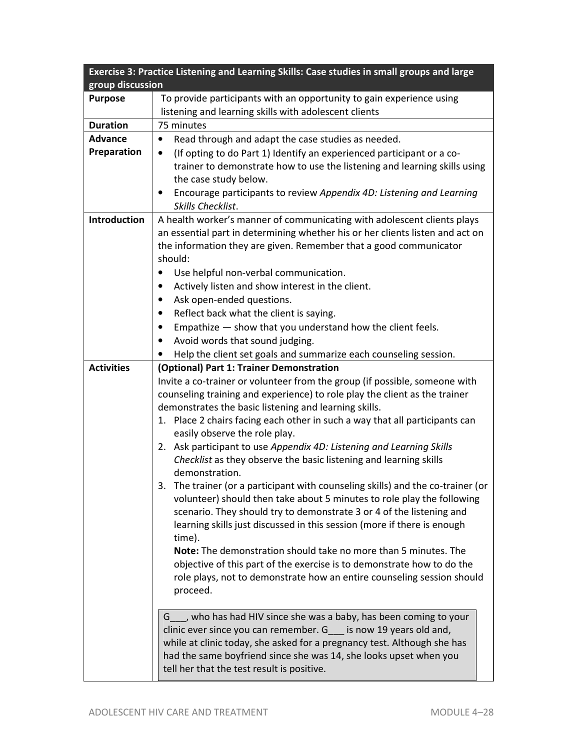| Exercise 3: Practice Listening and Learning Skills: Case studies in small groups and large group discussion | |
|---|---|
| **Purpose** | To provide participants with an opportunity to gain experience using listening and learning skills with adolescent clients |
| **Duration** | 75 minutes |
| **Advance Preparation** | • Read through and adapt the case studies as needed.<br>• (If opting to do Part 1) Identify an experienced participant or a co-trainer to demonstrate how to use the listening and learning skills using the case study below.<br>• Encourage participants to review *Appendix 4D: Listening and Learning Skills Checklist*. |
| **Introduction** | A health worker's manner of communicating with adolescent clients plays an essential part in determining whether his or her clients listen and act on the information they are given. Remember that a good communicator should:<br>• Use helpful non-verbal communication.<br>• Actively listen and show interest in the client.<br>• Ask open-ended questions.<br>• Reflect back what the client is saying.<br>• Empathize — show that you understand how the client feels.<br>• Avoid words that sound judging.<br>• Help the client set goals and summarize each counseling session. |
| **Activities** | **(Optional) Part 1: Trainer Demonstration**<br>Invite a co-trainer or volunteer from the group (if possible, someone with counseling training and experience) to role play the client as the trainer demonstrates the basic listening and learning skills.<br>1. Place 2 chairs facing each other in such a way that all participants can easily observe the role play.<br>2. Ask participant to use *Appendix 4D: Listening and Learning Skills Checklist* as they observe the basic listening and learning skills demonstration.<br>3. The trainer (or a participant with counseling skills) and the co-trainer (or volunteer) should then take about 5 minutes to role play the following scenario. They should try to demonstrate 3 or 4 of the listening and learning skills just discussed in this session (more if there is enough time).<br>**Note:** The demonstration should take no more than 5 minutes. The objective of this part of the exercise is to demonstrate how to do the role plays, not to demonstrate how an entire counseling session should proceed.<br><br>G___, who has had HIV since she was a baby, has been coming to your clinic ever since you can remember. G___ is now 19 years old and, while at clinic today, she asked for a pregnancy test. Although she has had the same boyfriend since she was 14, she looks upset when you tell her that the test result is positive. |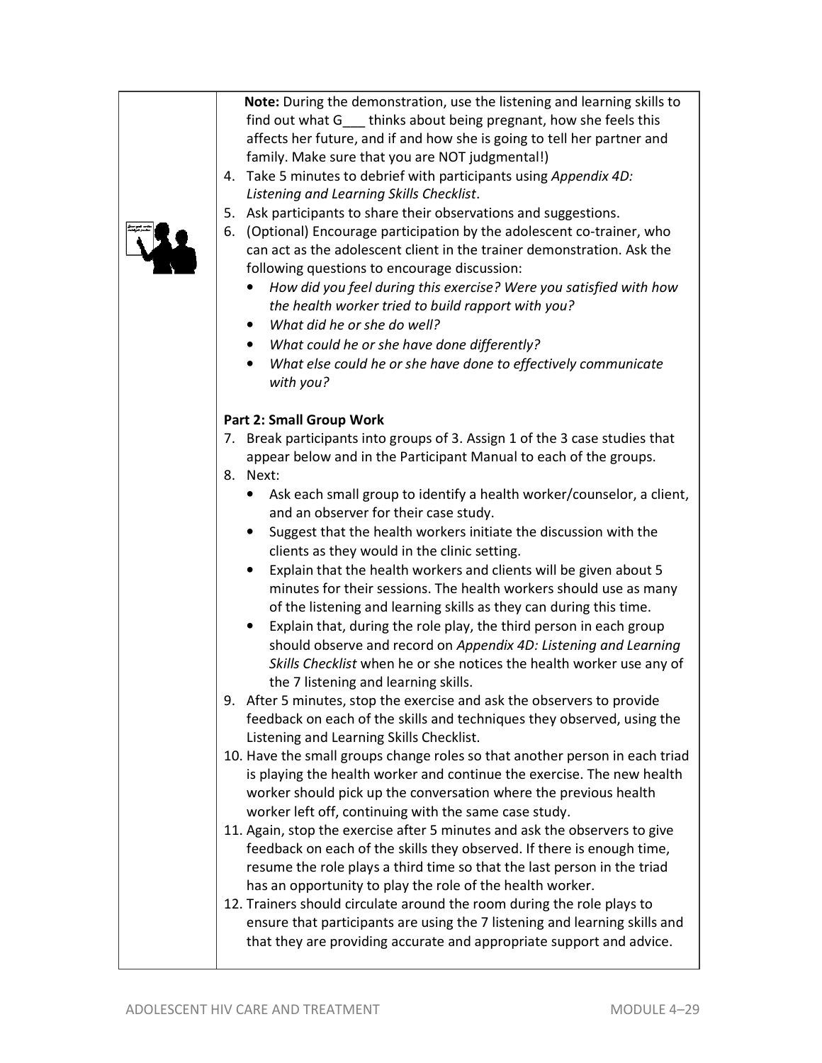**Note:** During the demonstration, use the listening and learning skills to find out what G___ thinks about being pregnant, how she feels this affects her future, and if and how she is going to tell her partner and family. Make sure that you are NOT judgmental!)

4. Take 5 minutes to debrief with participants using *Appendix 4D: Listening and Learning Skills Checklist*.
5. Ask participants to share their observations and suggestions.
6. (Optional) Encourage participation by the adolescent co-trainer, who can act as the adolescent client in the trainer demonstration. Ask the following questions to encourage discussion:
   - *How did you feel during this exercise? Were you satisfied with how the health worker tried to build rapport with you?*
   - *What did he or she do well?*
   - *What could he or she have done differently?*
   - *What else could he or she have done to effectively communicate with you?*

**Part 2: Small Group Work**

7. Break participants into groups of 3. Assign 1 of the 3 case studies that appear below and in the Participant Manual to each of the groups.
8. Next:
   - Ask each small group to identify a health worker/counselor, a client, and an observer for their case study.
   - Suggest that the health workers initiate the discussion with the clients as they would in the clinic setting.
   - Explain that the health workers and clients will be given about 5 minutes for their sessions. The health workers should use as many of the listening and learning skills as they can during this time.
   - Explain that, during the role play, the third person in each group should observe and record on *Appendix 4D: Listening and Learning Skills Checklist* when he or she notices the health worker use any of the 7 listening and learning skills.
9. After 5 minutes, stop the exercise and ask the observers to provide feedback on each of the skills and techniques they observed, using the Listening and Learning Skills Checklist.
10. Have the small groups change roles so that another person in each triad is playing the health worker and continue the exercise. The new health worker should pick up the conversation where the previous health worker left off, continuing with the same case study.
11. Again, stop the exercise after 5 minutes and ask the observers to give feedback on each of the skills they observed. If there is enough time, resume the role plays a third time so that the last person in the triad has an opportunity to play the role of the health worker.
12. Trainers should circulate around the room during the role plays to ensure that participants are using the 7 listening and learning skills and that they are providing accurate and appropriate support and advice.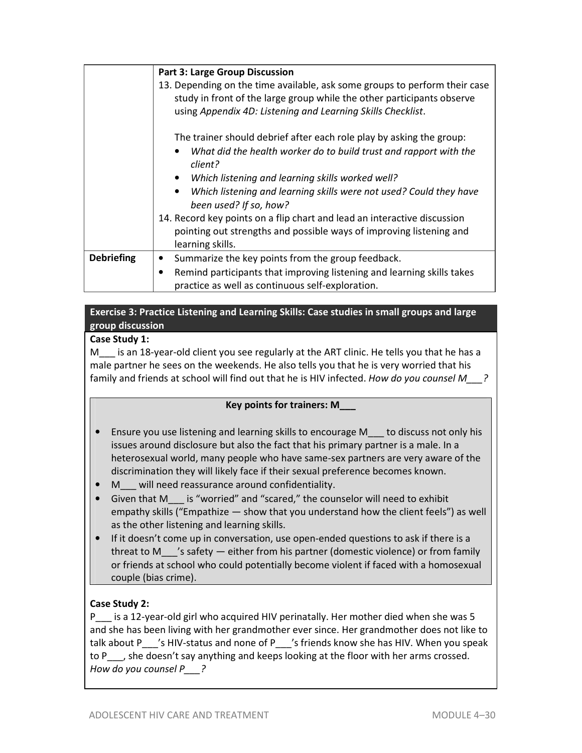| | **Part 3: Large Group Discussion**<br>13. Depending on the time available, ask some groups to perform their case study in front of the large group while the other participants observe using *Appendix 4D: Listening and Learning Skills Checklist*.<br><br>The trainer should debrief after each role play by asking the group:<br>• *What did the health worker do to build trust and rapport with the client?*<br>• *Which listening and learning skills worked well?*<br>• *Which listening and learning skills were not used? Could they have been used? If so, how?*<br>14. Record key points on a flip chart and lead an interactive discussion pointing out strengths and possible ways of improving listening and learning skills. |
|---|---|
| **Debriefing** | • Summarize the key points from the group feedback.<br>• Remind participants that improving listening and learning skills takes practice as well as continuous self-exploration. |

## Exercise 3: Practice Listening and Learning Skills: Case studies in small groups and large group discussion

**Case Study 1:**

M___ is an 18-year-old client you see regularly at the ART clinic. He tells you that he has a male partner he sees on the weekends. He also tells you that he is very worried that his family and friends at school will find out that he is HIV infected. *How do you counsel M___?*

**Key points for trainers: M___**

- Ensure you use listening and learning skills to encourage M___ to discuss not only his issues around disclosure but also the fact that his primary partner is a male. In a heterosexual world, many people who have same-sex partners are very aware of the discrimination they will likely face if their sexual preference becomes known.
- M___ will need reassurance around confidentiality.
- Given that M___ is "worried" and "scared," the counselor will need to exhibit empathy skills ("Empathize — show that you understand how the client feels") as well as the other listening and learning skills.
- If it doesn't come up in conversation, use open-ended questions to ask if there is a threat to M___'s safety — either from his partner (domestic violence) or from family or friends at school who could potentially become violent if faced with a homosexual couple (bias crime).

**Case Study 2:**

P___ is a 12-year-old girl who acquired HIV perinatally. Her mother died when she was 5 and she has been living with her grandmother ever since. Her grandmother does not like to talk about P___'s HIV-status and none of P___'s friends know she has HIV. When you speak to P___, she doesn't say anything and keeps looking at the floor with her arms crossed. *How do you counsel P___?*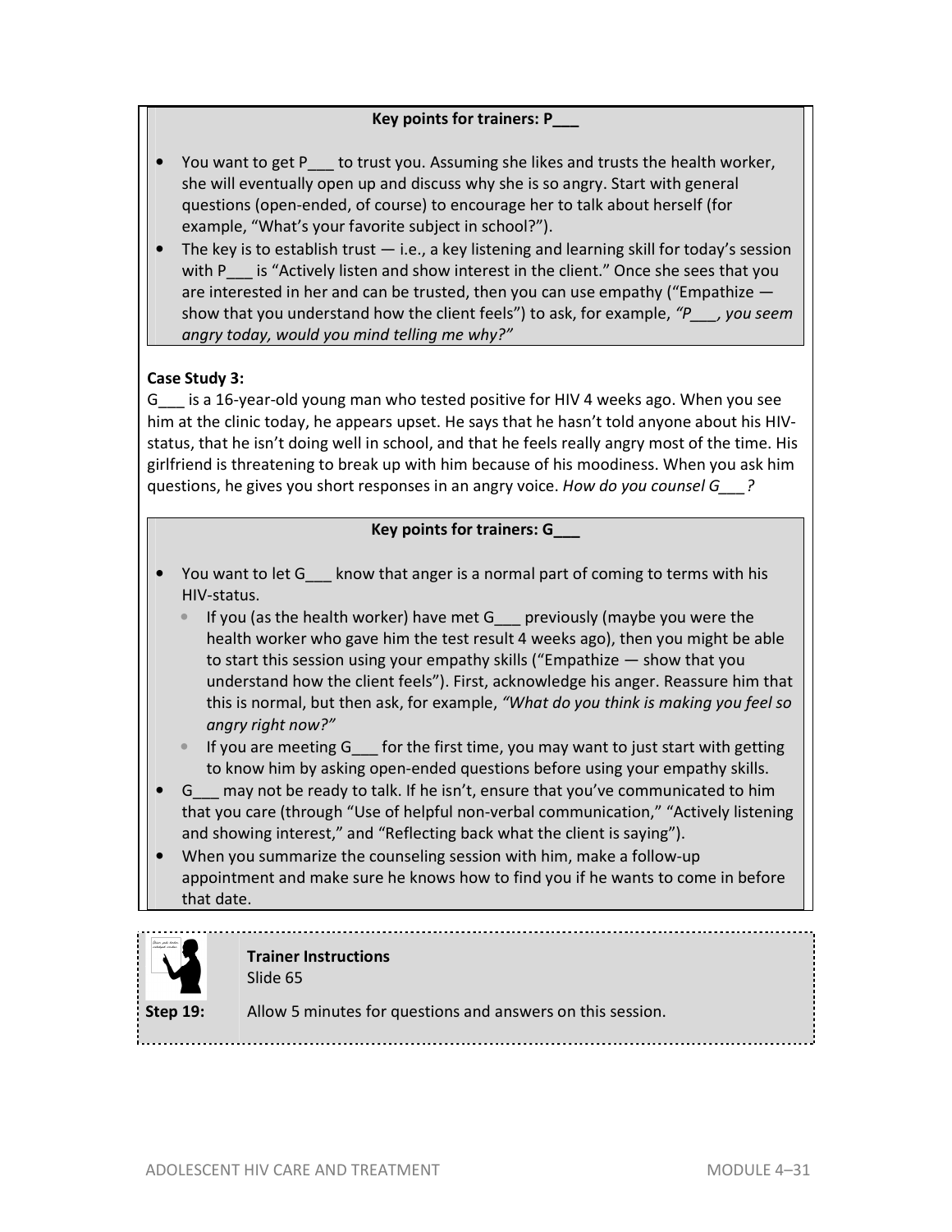**Key points for trainers: P___**

- You want to get P___ to trust you. Assuming she likes and trusts the health worker, she will eventually open up and discuss why she is so angry. Start with general questions (open-ended, of course) to encourage her to talk about herself (for example, "What's your favorite subject in school?").
- The key is to establish trust — i.e., a key listening and learning skill for today's session with P___ is "Actively listen and show interest in the client." Once she sees that you are interested in her and can be trusted, then you can use empathy ("Empathize — show that you understand how the client feels") to ask, for example, *"P___, you seem angry today, would you mind telling me why?"*

**Case Study 3:**

G___ is a 16-year-old young man who tested positive for HIV 4 weeks ago. When you see him at the clinic today, he appears upset. He says that he hasn't told anyone about his HIV-status, that he isn't doing well in school, and that he feels really angry most of the time. His girlfriend is threatening to break up with him because of his moodiness. When you ask him questions, he gives you short responses in an angry voice. *How do you counsel G___?*

**Key points for trainers: G___**

- You want to let G___ know that anger is a normal part of coming to terms with his HIV-status.
  - If you (as the health worker) have met G___ previously (maybe you were the health worker who gave him the test result 4 weeks ago), then you might be able to start this session using your empathy skills ("Empathize — show that you understand how the client feels"). First, acknowledge his anger. Reassure him that this is normal, but then ask, for example, *"What do you think is making you feel so angry right now?"*
  - If you are meeting G___ for the first time, you may want to just start with getting to know him by asking open-ended questions before using your empathy skills.
- G___ may not be ready to talk. If he isn't, ensure that you've communicated to him that you care (through "Use of helpful non-verbal communication," "Actively listening and showing interest," and "Reflecting back what the client is saying").
- When you summarize the counseling session with him, make a follow-up appointment and make sure he knows how to find you if he wants to come in before that date.

**Trainer Instructions**
Slide 65

**Step 19:** Allow 5 minutes for questions and answers on this session.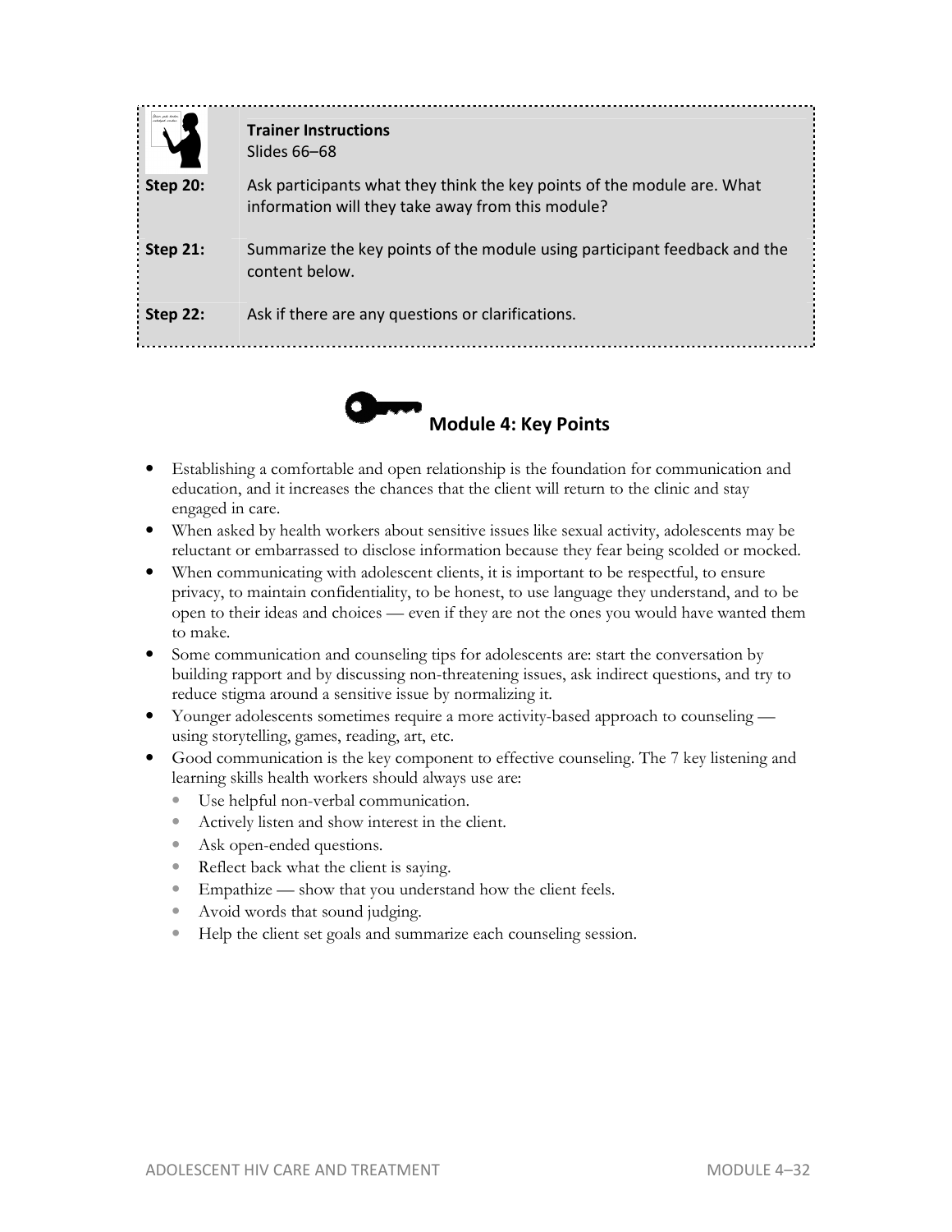**Trainer Instructions**
Slides 66–68

**Step 20:** Ask participants what they think the key points of the module are. What information will they take away from this module?

**Step 21:** Summarize the key points of the module using participant feedback and the content below.

**Step 22:** Ask if there are any questions or clarifications.

## Module 4: Key Points

- Establishing a comfortable and open relationship is the foundation for communication and education, and it increases the chances that the client will return to the clinic and stay engaged in care.
- When asked by health workers about sensitive issues like sexual activity, adolescents may be reluctant or embarrassed to disclose information because they fear being scolded or mocked.
- When communicating with adolescent clients, it is important to be respectful, to ensure privacy, to maintain confidentiality, to be honest, to use language they understand, and to be open to their ideas and choices — even if they are not the ones you would have wanted them to make.
- Some communication and counseling tips for adolescents are: start the conversation by building rapport and by discussing non-threatening issues, ask indirect questions, and try to reduce stigma around a sensitive issue by normalizing it.
- Younger adolescents sometimes require a more activity-based approach to counseling — using storytelling, games, reading, art, etc.
- Good communication is the key component to effective counseling. The 7 key listening and learning skills health workers should always use are:
  - Use helpful non-verbal communication.
  - Actively listen and show interest in the client.
  - Ask open-ended questions.
  - Reflect back what the client is saying.
  - Empathize — show that you understand how the client feels.
  - Avoid words that sound judging.
  - Help the client set goals and summarize each counseling session.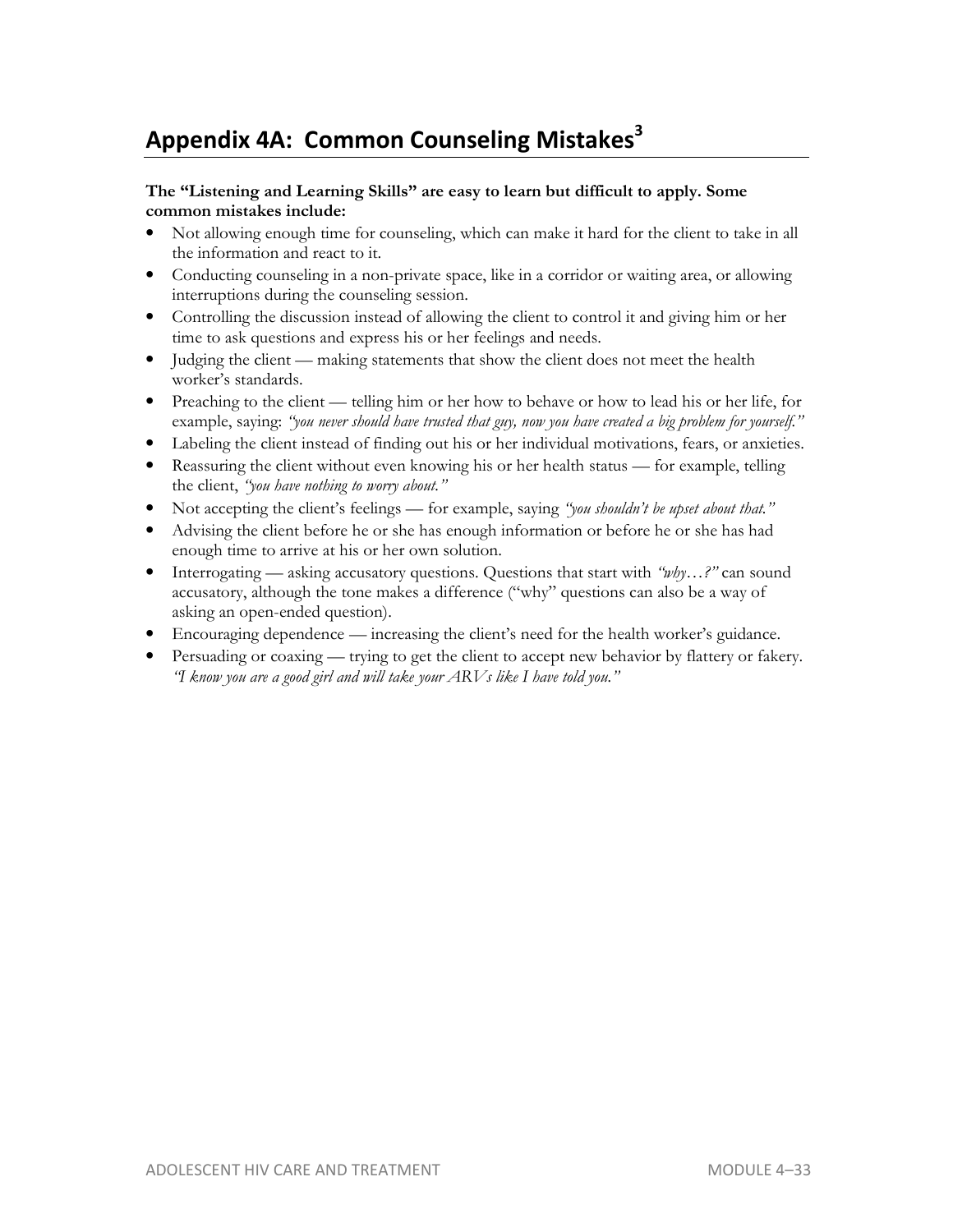# Appendix 4A: Common Counseling Mistakes[3]

**The "Listening and Learning Skills" are easy to learn but difficult to apply. Some common mistakes include:**

- Not allowing enough time for counseling, which can make it hard for the client to take in all the information and react to it.
- Conducting counseling in a non-private space, like in a corridor or waiting area, or allowing interruptions during the counseling session.
- Controlling the discussion instead of allowing the client to control it and giving him or her time to ask questions and express his or her feelings and needs.
- Judging the client — making statements that show the client does not meet the health worker's standards.
- Preaching to the client — telling him or her how to behave or how to lead his or her life, for example, saying: *"you never should have trusted that guy, now you have created a big problem for yourself."*
- Labeling the client instead of finding out his or her individual motivations, fears, or anxieties.
- Reassuring the client without even knowing his or her health status — for example, telling the client, *"you have nothing to worry about."*
- Not accepting the client's feelings — for example, saying *"you shouldn't be upset about that."*
- Advising the client before he or she has enough information or before he or she has had enough time to arrive at his or her own solution.
- Interrogating — asking accusatory questions. Questions that start with *"why…?"* can sound accusatory, although the tone makes a difference ("why" questions can also be a way of asking an open-ended question).
- Encouraging dependence — increasing the client's need for the health worker's guidance.
- Persuading or coaxing — trying to get the client to accept new behavior by flattery or fakery. *"I know you are a good girl and will take your ARVs like I have told you."*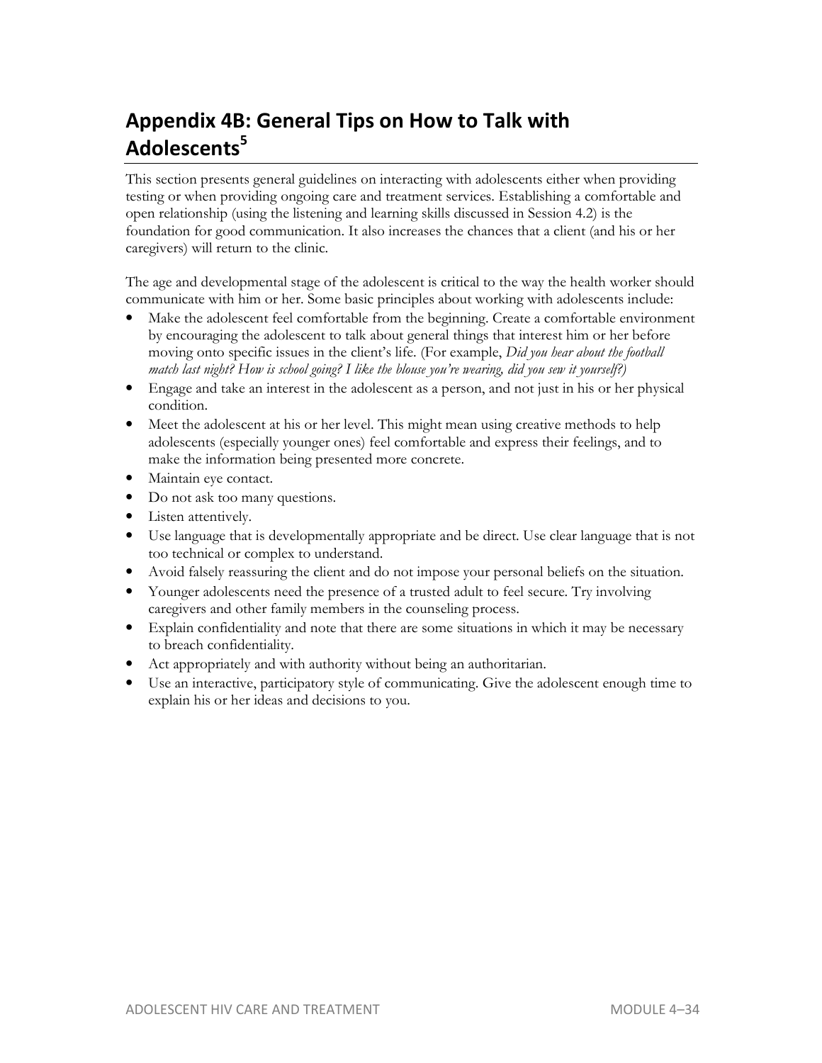# Appendix 4B: General Tips on How to Talk with Adolescents[5]

This section presents general guidelines on interacting with adolescents either when providing testing or when providing ongoing care and treatment services. Establishing a comfortable and open relationship (using the listening and learning skills discussed in Session 4.2) is the foundation for good communication. It also increases the chances that a client (and his or her caregivers) will return to the clinic.

The age and developmental stage of the adolescent is critical to the way the health worker should communicate with him or her. Some basic principles about working with adolescents include:

- Make the adolescent feel comfortable from the beginning. Create a comfortable environment by encouraging the adolescent to talk about general things that interest him or her before moving onto specific issues in the client's life. (For example, *Did you hear about the football match last night? How is school going? I like the blouse you're wearing, did you sew it yourself?)*
- Engage and take an interest in the adolescent as a person, and not just in his or her physical condition.
- Meet the adolescent at his or her level. This might mean using creative methods to help adolescents (especially younger ones) feel comfortable and express their feelings, and to make the information being presented more concrete.
- Maintain eye contact.
- Do not ask too many questions.
- Listen attentively.
- Use language that is developmentally appropriate and be direct. Use clear language that is not too technical or complex to understand.
- Avoid falsely reassuring the client and do not impose your personal beliefs on the situation.
- Younger adolescents need the presence of a trusted adult to feel secure. Try involving caregivers and other family members in the counseling process.
- Explain confidentiality and note that there are some situations in which it may be necessary to breach confidentiality.
- Act appropriately and with authority without being an authoritarian.
- Use an interactive, participatory style of communicating. Give the adolescent enough time to explain his or her ideas and decisions to you.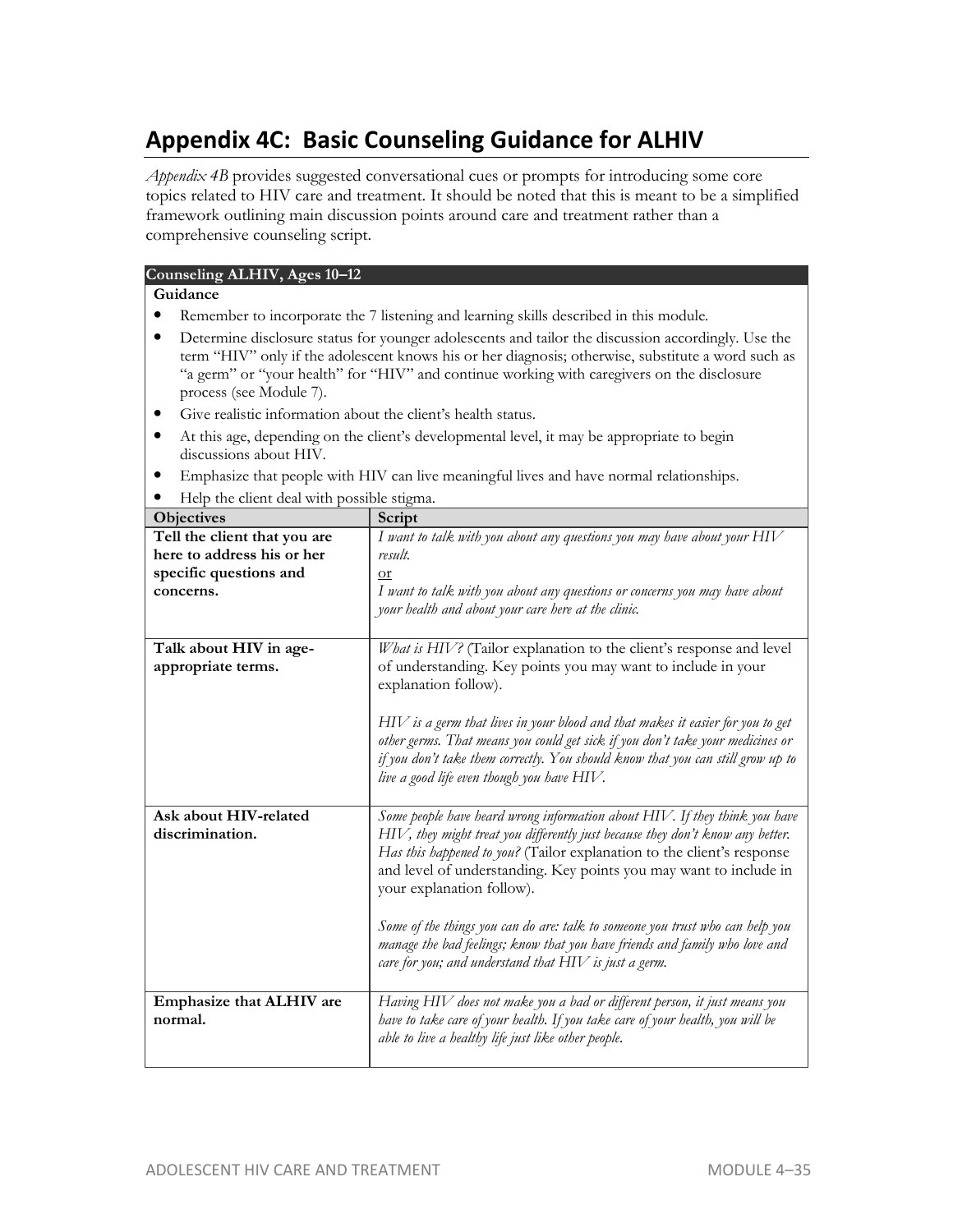# Appendix 4C: Basic Counseling Guidance for ALHIV

*Appendix 4B* provides suggested conversational cues or prompts for introducing some core topics related to HIV care and treatment. It should be noted that this is meant to be a simplified framework outlining main discussion points around care and treatment rather than a comprehensive counseling script.

**Counseling ALHIV, Ages 10–12**

**Guidance**

- Remember to incorporate the 7 listening and learning skills described in this module.
- Determine disclosure status for younger adolescents and tailor the discussion accordingly. Use the term "HIV" only if the adolescent knows his or her diagnosis; otherwise, substitute a word such as "a germ" or "your health" for "HIV" and continue working with caregivers on the disclosure process (see Module 7).
- Give realistic information about the client's health status.
- At this age, depending on the client's developmental level, it may be appropriate to begin discussions about HIV.
- Emphasize that people with HIV can live meaningful lives and have normal relationships.
- Help the client deal with possible stigma.

| Objectives | Script |
|---|---|
| **Tell the client that you are here to address his or her specific questions and concerns.** | *I want to talk with you about any questions you may have about your HIV result.*<br>or<br>*I want to talk with you about any questions or concerns you may have about your health and about your care here at the clinic.* |
| **Talk about HIV in age-appropriate terms.** | *What is HIV?* (Tailor explanation to the client's response and level of understanding. Key points you may want to include in your explanation follow).<br><br>*HIV is a germ that lives in your blood and that makes it easier for you to get other germs. That means you could get sick if you don't take your medicines or if you don't take them correctly. You should know that you can still grow up to live a good life even though you have HIV.* |
| **Ask about HIV-related discrimination.** | *Some people have heard wrong information about HIV. If they think you have HIV, they might treat you differently just because they don't know any better. Has this happened to you?* (Tailor explanation to the client's response and level of understanding. Key points you may want to include in your explanation follow).<br><br>*Some of the things you can do are: talk to someone you trust who can help you manage the bad feelings; know that you have friends and family who love and care for you; and understand that HIV is just a germ.* |
| **Emphasize that ALHIV are normal.** | *Having HIV does not make you a bad or different person, it just means you have to take care of your health. If you take care of your health, you will be able to live a healthy life just like other people.* |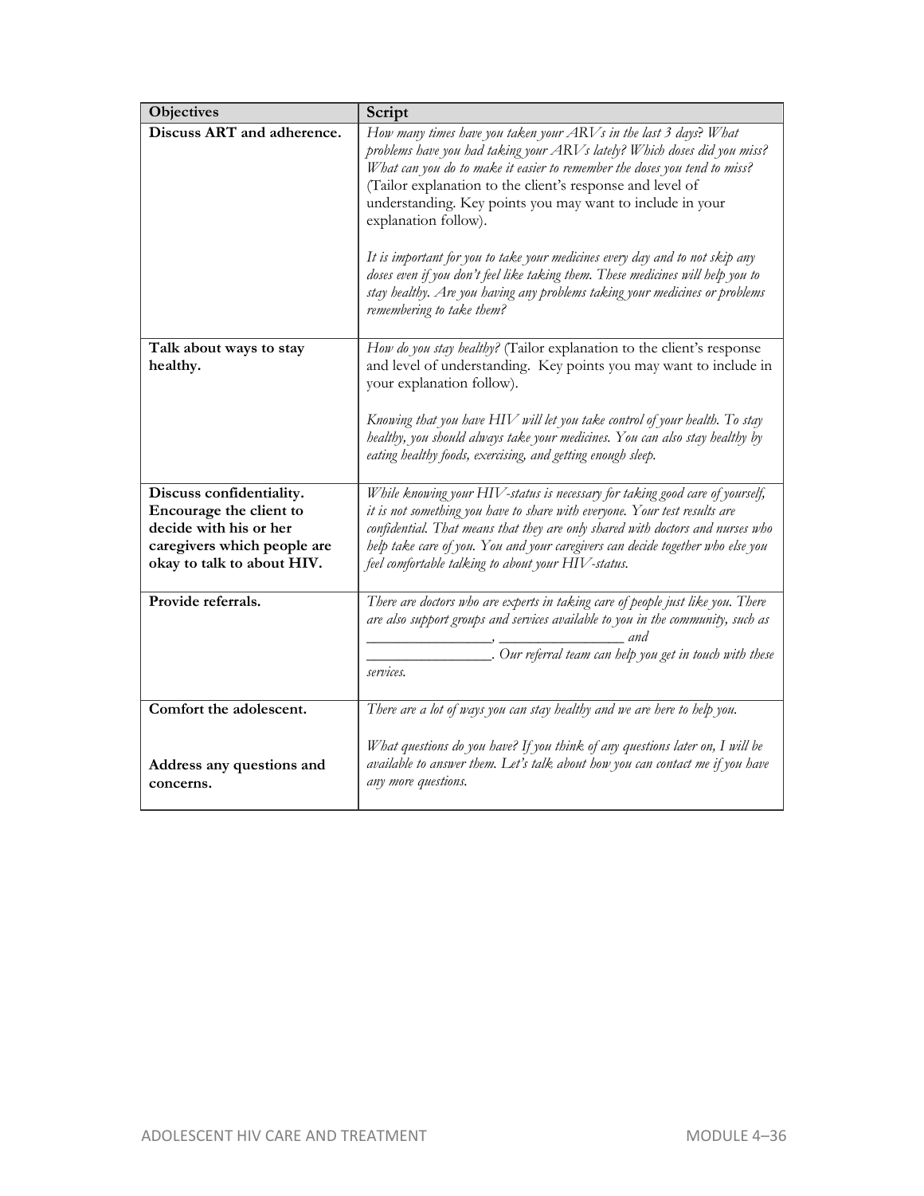| Objectives | Script |
|---|---|
| **Discuss ART and adherence.** | *How many times have you taken your ARVs in the last 3 days? What problems have you had taking your ARVs lately? Which doses did you miss? What can you do to make it easier to remember the doses you tend to miss?* (Tailor explanation to the client's response and level of understanding. Key points you may want to include in your explanation follow).<br><br>*It is important for you to take your medicines every day and to not skip any doses even if you don't feel like taking them. These medicines will help you to stay healthy. Are you having any problems taking your medicines or problems remembering to take them?* |
| **Talk about ways to stay healthy.** | *How do you stay healthy?* (Tailor explanation to the client's response and level of understanding. Key points you may want to include in your explanation follow).<br><br>*Knowing that you have HIV will let you take control of your health. To stay healthy, you should always take your medicines. You can also stay healthy by eating healthy foods, exercising, and getting enough sleep.* |
| **Discuss confidentiality. Encourage the client to decide with his or her caregivers which people are okay to talk about HIV.** | *While knowing your HIV-status is necessary for taking good care of yourself, it is not something you have to share with everyone. Your test results are confidential. That means that they are only shared with doctors and nurses who help take care of you. You and your caregivers can decide together who else you feel comfortable talking to about your HIV-status.* |
| **Provide referrals.** | *There are doctors who are experts in taking care of people just like you. There are also support groups and services available to you in the community, such as \_\_\_\_\_\_\_\_\_\_\_\_\_\_\_\_, \_\_\_\_\_\_\_\_\_\_\_\_\_\_\_\_ and \_\_\_\_\_\_\_\_\_\_\_\_\_\_\_\_. Our referral team can help you get in touch with these services.* |
| **Comfort the adolescent.**<br><br>**Address any questions and concerns.** | *There are a lot of ways you can stay healthy and we are here to help you.*<br><br>*What questions do you have? If you think of any questions later on, I will be available to answer them. Let's talk about how you can contact me if you have any more questions.* |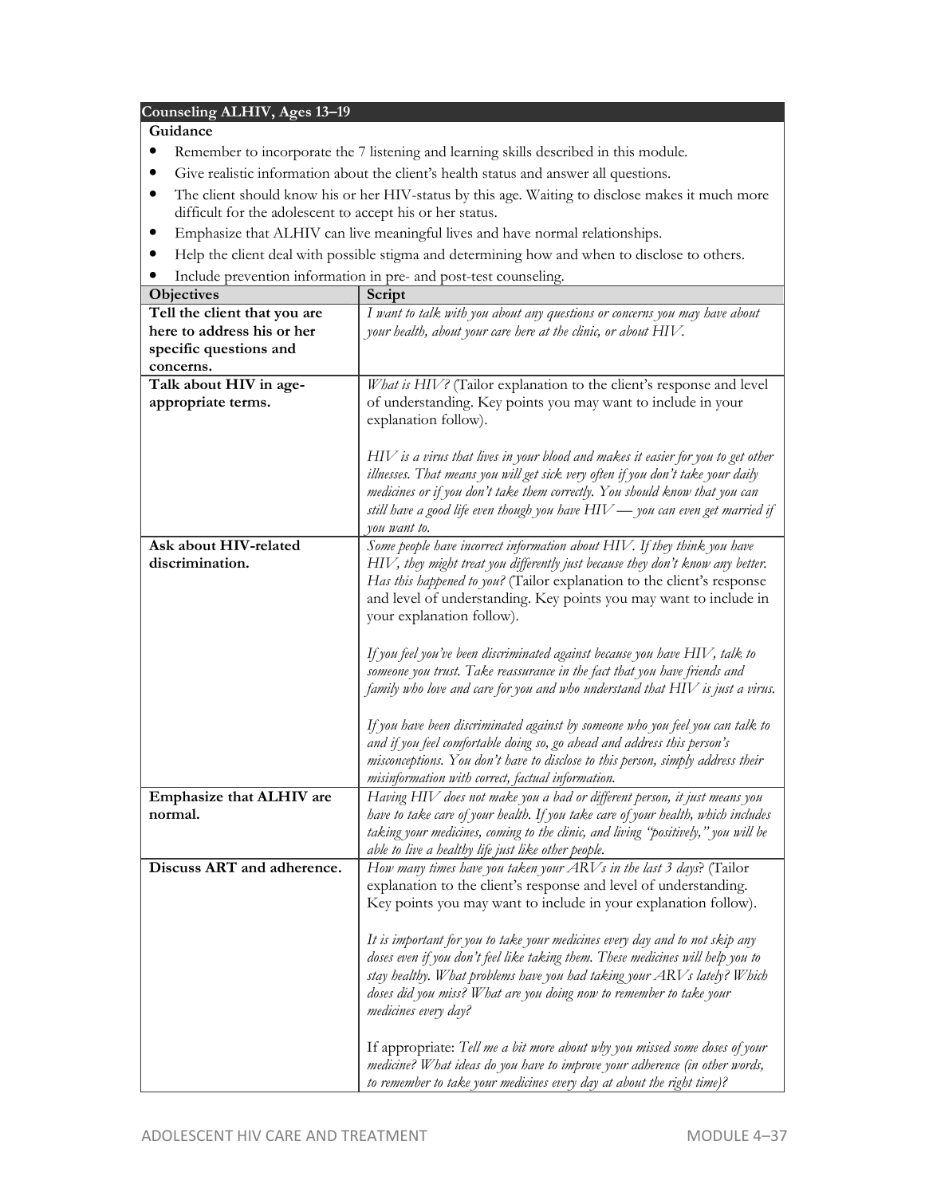## Counseling ALHIV, Ages 13–19

**Guidance**

- Remember to incorporate the 7 listening and learning skills described in this module.
- Give realistic information about the client's health status and answer all questions.
- The client should know his or her HIV-status by this age. Waiting to disclose makes it much more difficult for the adolescent to accept his or her status.
- Emphasize that ALHIV can live meaningful lives and have normal relationships.
- Help the client deal with possible stigma and determining how and when to disclose to others.
- Include prevention information in pre- and post-test counseling.

| Objectives | Script |
|---|---|
| **Tell the client that you are here to address his or her specific questions and concerns.** | *I want to talk with you about any questions or concerns you may have about your health, about your care here at the clinic, or about HIV.* |
| **Talk about HIV in age-appropriate terms.** | *What is HIV?* (Tailor explanation to the client's response and level of understanding. Key points you may want to include in your explanation follow).<br><br>*HIV is a virus that lives in your blood and makes it easier for you to get other illnesses. That means you will get sick very often if you don't take your daily medicines or if you don't take them correctly. You should know that you can still have a good life even though you have HIV — you can even get married if you want to.* |
| **Ask about HIV-related discrimination.** | *Some people have incorrect information about HIV. If they think you have HIV, they might treat you differently just because they don't know any better. Has this happened to you?* (Tailor explanation to the client's response and level of understanding. Key points you may want to include in your explanation follow).<br><br>*If you feel you've been discriminated against because you have HIV, talk to someone you trust. Take reassurance in the fact that you have friends and family who love and care for you and who understand that HIV is just a virus.*<br><br>*If you have been discriminated against by someone who you feel you can talk to and if you feel comfortable doing so, go ahead and address this person's misconceptions. You don't have to disclose to this person, simply address their misinformation with correct, factual information.* |
| **Emphasize that ALHIV are normal.** | *Having HIV does not make you a bad or different person, it just means you have to take care of your health. If you take care of your health, which includes taking your medicines, coming to the clinic, and living "positively," you will be able to live a healthy life just like other people.* |
| **Discuss ART and adherence.** | *How many times have you taken your ARVs in the last 3 days?* (Tailor explanation to the client's response and level of understanding. Key points you may want to include in your explanation follow).<br><br>*It is important for you to take your medicines every day and to not skip any doses even if you don't feel like taking them. These medicines will help you to stay healthy. What problems have you had taking your ARVs lately? Which doses did you miss? What are you doing now to remember to take your medicines every day?*<br><br>If appropriate: *Tell me a bit more about why you missed some doses of your medicine? What ideas do you have to improve your adherence (in other words, to remember to take your medicines every day at about the right time)?* |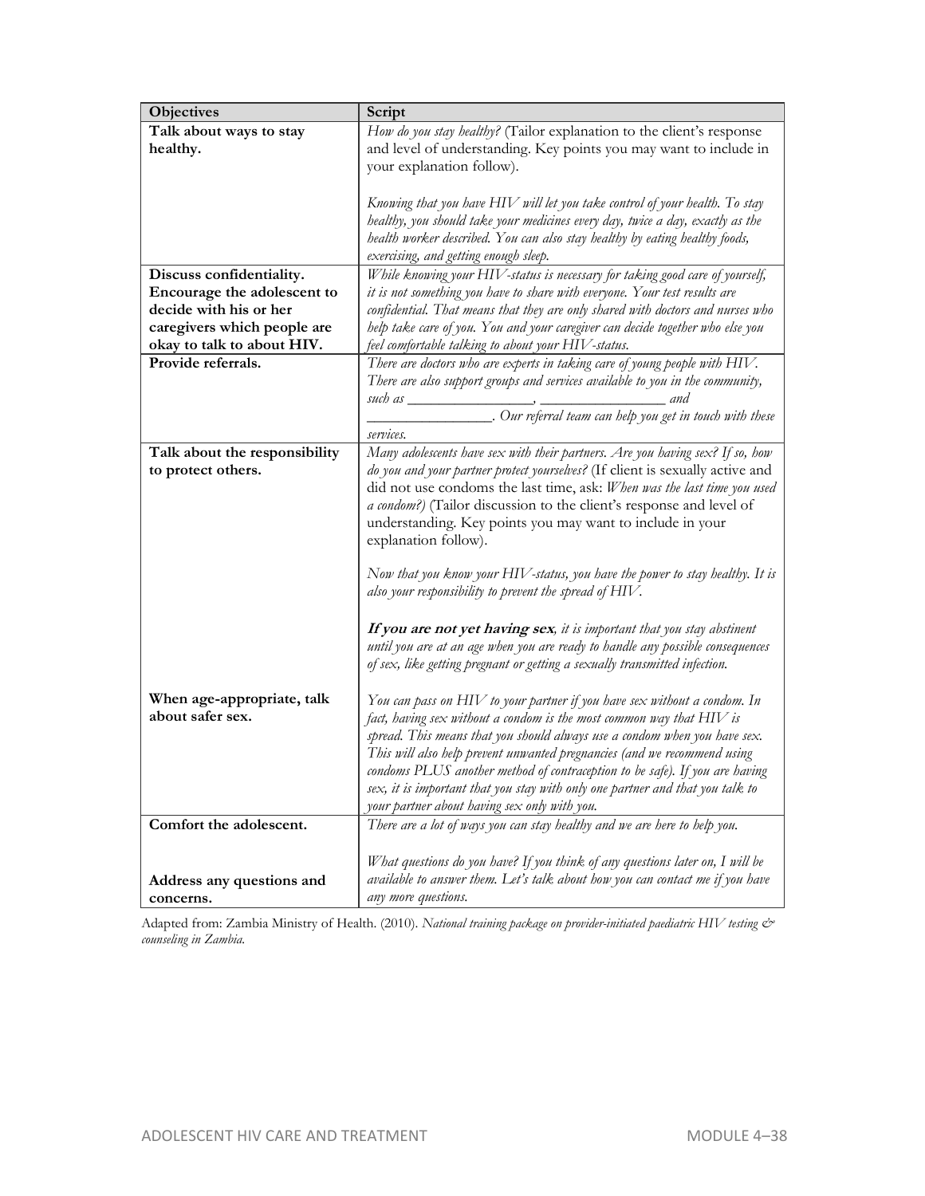| Objectives | Script |
|---|---|
| **Talk about ways to stay healthy.** | *How do you stay healthy?* (Tailor explanation to the client's response and level of understanding. Key points you may want to include in your explanation follow).<br><br>*Knowing that you have HIV will let you take control of your health. To stay healthy, you should take your medicines every day, twice a day, exactly as the health worker described. You can also stay healthy by eating healthy foods, exercising, and getting enough sleep.* |
| **Discuss confidentiality. Encourage the adolescent to decide with his or her caregivers which people are okay to talk to about HIV.** | *While knowing your HIV-status is necessary for taking good care of yourself, it is not something you have to share with everyone. Your test results are confidential. That means that they are only shared with doctors and nurses who help take care of you. You and your caregiver can decide together who else you feel comfortable talking to about your HIV-status.* |
| **Provide referrals.** | *There are doctors who are experts in taking care of young people with HIV. There are also support groups and services available to you in the community, such as \_\_\_\_\_\_\_\_\_\_\_\_\_\_\_\_, \_\_\_\_\_\_\_\_\_\_\_\_\_\_\_\_ and \_\_\_\_\_\_\_\_\_\_\_\_\_\_\_\_. Our referral team can help you get in touch with these services.* |
| **Talk about the responsibility to protect others.**<br><br><br><br><br><br><br><br><br><br><br><br>**When age-appropriate, talk about safer sex.** | *Many adolescents have sex with their partners. Are you having sex? If so, how do you and your partner protect yourselves?* (If client is sexually active and did not use condoms the last time, ask: *When was the last time you used a condom?*) (Tailor discussion to the client's response and level of understanding. Key points you may want to include in your explanation follow).<br><br>*Now that you know your HIV-status, you have the power to stay healthy. It is also your responsibility to prevent the spread of HIV.*<br><br>***If you are not yet having sex****, it is important that you stay abstinent until you are at an age when you are ready to handle any possible consequences of sex, like getting pregnant or getting a sexually transmitted infection.*<br><br>*You can pass on HIV to your partner if you have sex without a condom. In fact, having sex without a condom is the most common way that HIV is spread. This means that you should always use a condom when you have sex. This will also help prevent unwanted pregnancies (and we recommend using condoms PLUS another method of contraception to be safe). If you are having sex, it is important that you stay with only one partner and that you talk to your partner about having sex only with you.* |
| **Comfort the adolescent.**<br><br><br>**Address any questions and concerns.** | *There are a lot of ways you can stay healthy and we are here to help you.*<br><br>*What questions do you have? If you think of any questions later on, I will be available to answer them. Let's talk about how you can contact me if you have any more questions.* |

Adapted from: Zambia Ministry of Health. (2010). *National training package on provider-initiated paediatric HIV testing & counseling in Zambia.*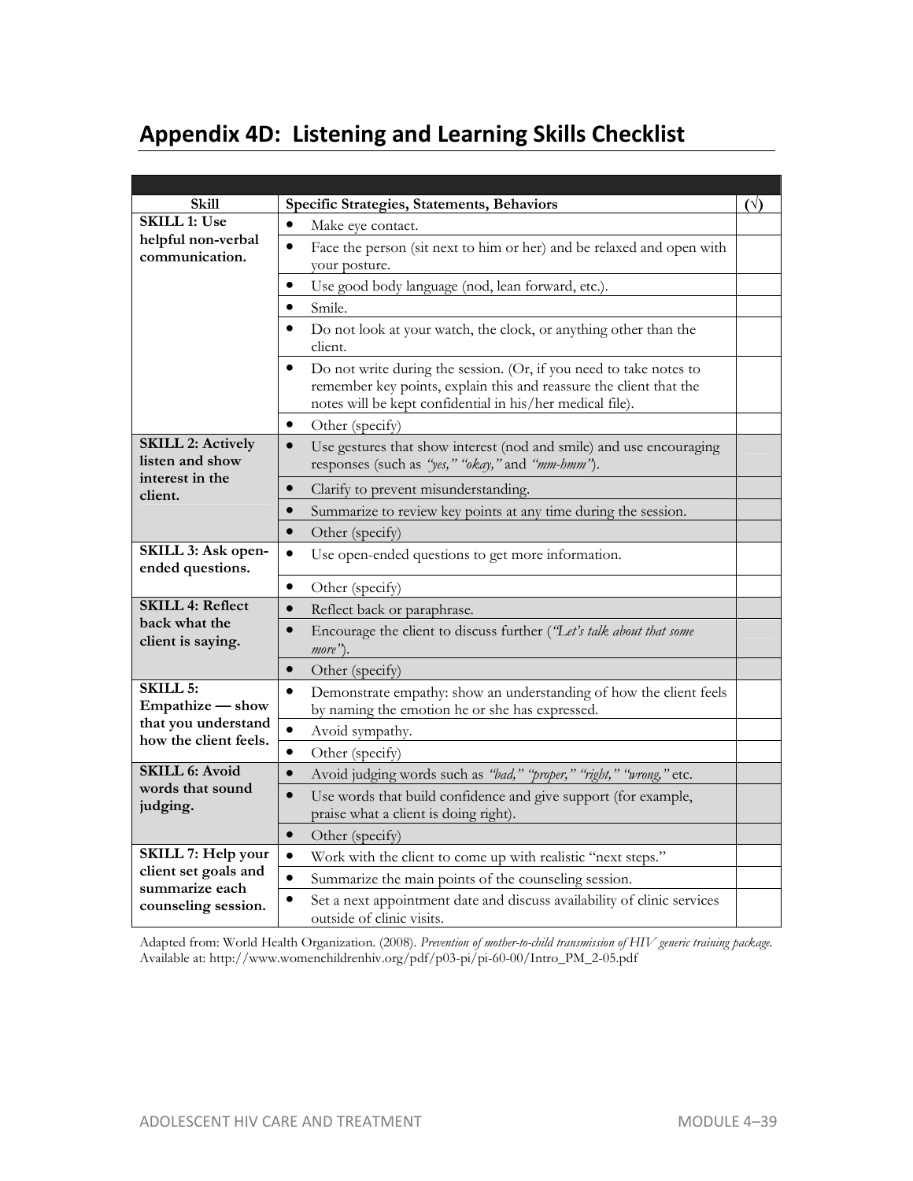## Appendix 4D: Listening and Learning Skills Checklist

| Skill | Specific Strategies, Statements, Behaviors | (√) |
|---|---|---|
| **SKILL 1: Use helpful non-verbal communication.** | • Make eye contact. | |
| | • Face the person (sit next to him or her) and be relaxed and open with your posture. | |
| | • Use good body language (nod, lean forward, etc.). | |
| | • Smile. | |
| | • Do not look at your watch, the clock, or anything other than the client. | |
| | • Do not write during the session. (Or, if you need to take notes to remember key points, explain this and reassure the client that the notes will be kept confidential in his/her medical file). | |
| | • Other (specify) | |
| **SKILL 2: Actively listen and show interest in the client.** | • Use gestures that show interest (nod and smile) and use encouraging responses (such as *"yes," "okay,"* and *"mm-hmm"*). | |
| | • Clarify to prevent misunderstanding. | |
| | • Summarize to review key points at any time during the session. | |
| | • Other (specify) | |
| **SKILL 3: Ask open-ended questions.** | • Use open-ended questions to get more information. | |
| | • Other (specify) | |
| **SKILL 4: Reflect back what the client is saying.** | • Reflect back or paraphrase. | |
| | • Encourage the client to discuss further (*"Let's talk about that some more"*). | |
| | • Other (specify) | |
| **SKILL 5: Empathize — show that you understand how the client feels.** | • Demonstrate empathy: show an understanding of how the client feels by naming the emotion he or she has expressed. | |
| | • Avoid sympathy. | |
| | • Other (specify) | |
| **SKILL 6: Avoid words that sound judging.** | • Avoid judging words such as *"bad," "proper," "right," "wrong,"* etc. | |
| | • Use words that build confidence and give support (for example, praise what a client is doing right). | |
| | • Other (specify) | |
| **SKILL 7: Help your client set goals and summarize each counseling session.** | • Work with the client to come up with realistic "next steps." | |
| | • Summarize the main points of the counseling session. | |
| | • Set a next appointment date and discuss availability of clinic services outside of clinic visits. | |

Adapted from: World Health Organization. (2008). *Prevention of mother-to-child transmission of HIV generic training package.* Available at: http://www.womenchildrenhiv.org/pdf/p03-pi/pi-60-00/Intro_PM_2-05.pdf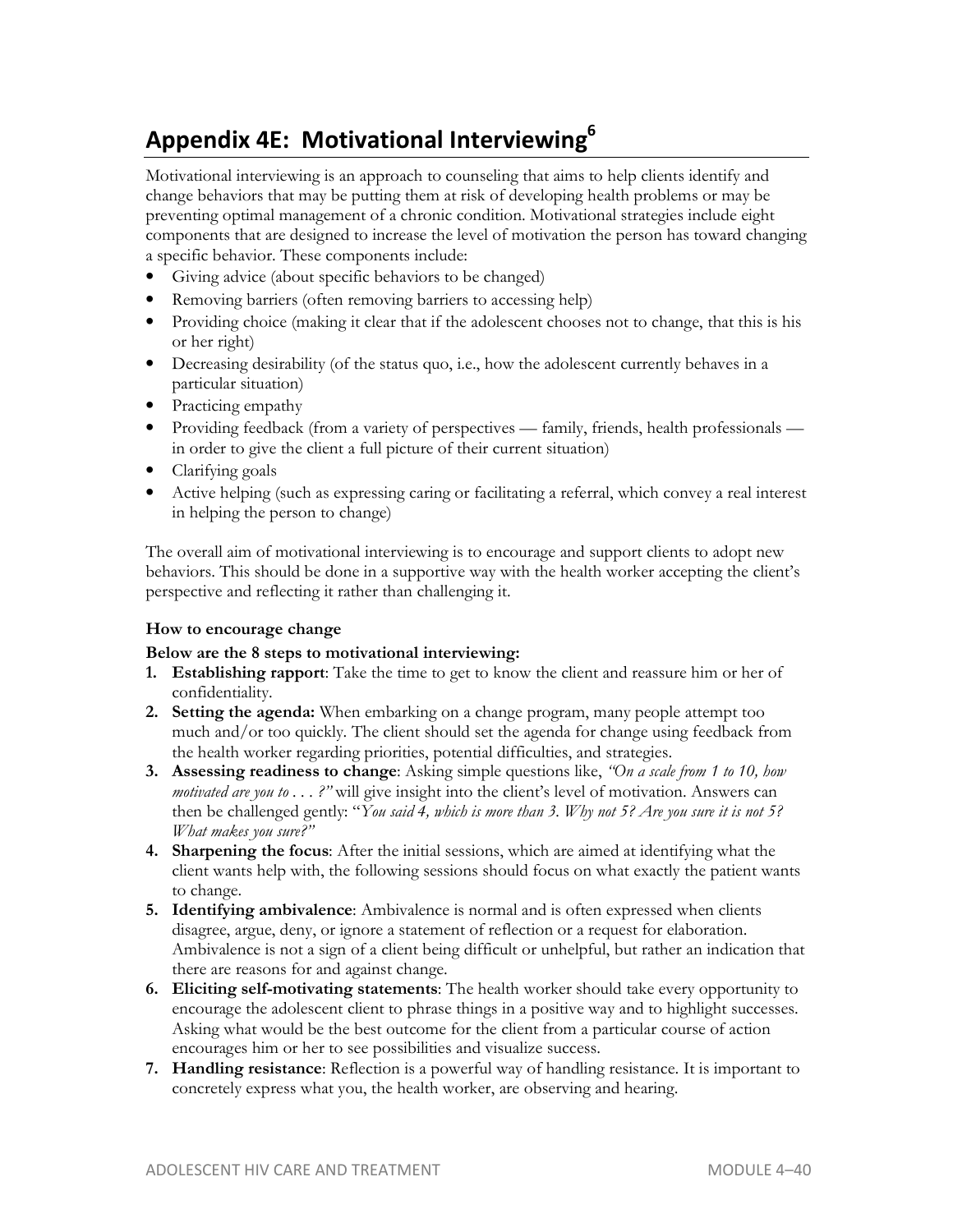# Appendix 4E: Motivational Interviewing[6]

Motivational interviewing is an approach to counseling that aims to help clients identify and change behaviors that may be putting them at risk of developing health problems or may be preventing optimal management of a chronic condition. Motivational strategies include eight components that are designed to increase the level of motivation the person has toward changing a specific behavior. These components include:

- Giving advice (about specific behaviors to be changed)
- Removing barriers (often removing barriers to accessing help)
- Providing choice (making it clear that if the adolescent chooses not to change, that this is his or her right)
- Decreasing desirability (of the status quo, i.e., how the adolescent currently behaves in a particular situation)
- Practicing empathy
- Providing feedback (from a variety of perspectives — family, friends, health professionals — in order to give the client a full picture of their current situation)
- Clarifying goals
- Active helping (such as expressing caring or facilitating a referral, which convey a real interest in helping the person to change)

The overall aim of motivational interviewing is to encourage and support clients to adopt new behaviors. This should be done in a supportive way with the health worker accepting the client's perspective and reflecting it rather than challenging it.

**How to encourage change**

**Below are the 8 steps to motivational interviewing:**

1. **Establishing rapport**: Take the time to get to know the client and reassure him or her of confidentiality.
2. **Setting the agenda:** When embarking on a change program, many people attempt too much and/or too quickly. The client should set the agenda for change using feedback from the health worker regarding priorities, potential difficulties, and strategies.
3. **Assessing readiness to change**: Asking simple questions like, *"On a scale from 1 to 10, how motivated are you to . . . ?"* will give insight into the client's level of motivation. Answers can then be challenged gently: "*You said 4, which is more than 3. Why not 5? Are you sure it is not 5? What makes you sure?"*
4. **Sharpening the focus**: After the initial sessions, which are aimed at identifying what the client wants help with, the following sessions should focus on what exactly the patient wants to change.
5. **Identifying ambivalence**: Ambivalence is normal and is often expressed when clients disagree, argue, deny, or ignore a statement of reflection or a request for elaboration. Ambivalence is not a sign of a client being difficult or unhelpful, but rather an indication that there are reasons for and against change.
6. **Eliciting self-motivating statements**: The health worker should take every opportunity to encourage the adolescent client to phrase things in a positive way and to highlight successes. Asking what would be the best outcome for the client from a particular course of action encourages him or her to see possibilities and visualize success.
7. **Handling resistance**: Reflection is a powerful way of handling resistance. It is important to concretely express what you, the health worker, are observing and hearing.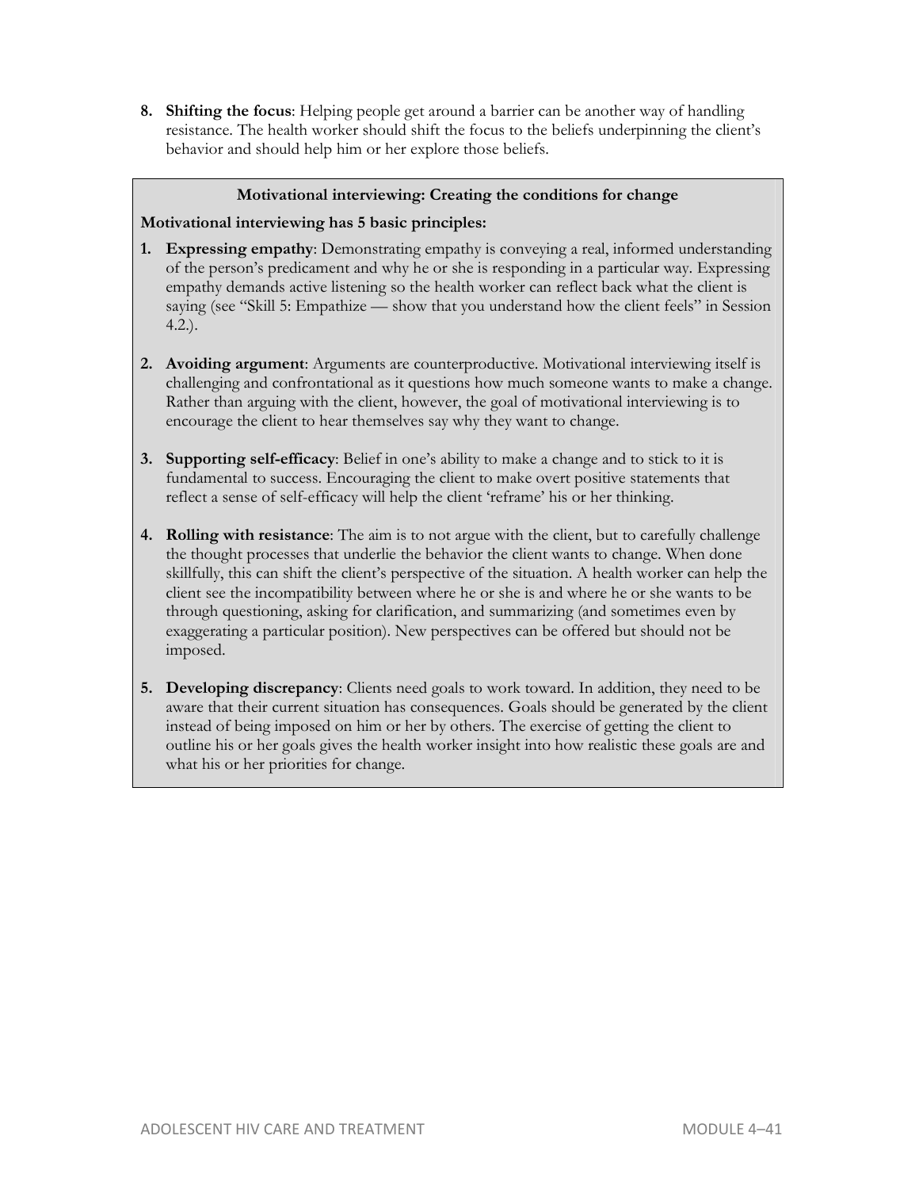8. **Shifting the focus**: Helping people get around a barrier can be another way of handling resistance. The health worker should shift the focus to the beliefs underpinning the client's behavior and should help him or her explore those beliefs.

**Motivational interviewing: Creating the conditions for change**

**Motivational interviewing has 5 basic principles:**

1. **Expressing empathy**: Demonstrating empathy is conveying a real, informed understanding of the person's predicament and why he or she is responding in a particular way. Expressing empathy demands active listening so the health worker can reflect back what the client is saying (see "Skill 5: Empathize — show that you understand how the client feels" in Session 4.2.).

2. **Avoiding argument**: Arguments are counterproductive. Motivational interviewing itself is challenging and confrontational as it questions how much someone wants to make a change. Rather than arguing with the client, however, the goal of motivational interviewing is to encourage the client to hear themselves say why they want to change.

3. **Supporting self-efficacy**: Belief in one's ability to make a change and to stick to it is fundamental to success. Encouraging the client to make overt positive statements that reflect a sense of self-efficacy will help the client 'reframe' his or her thinking.

4. **Rolling with resistance**: The aim is to not argue with the client, but to carefully challenge the thought processes that underlie the behavior the client wants to change. When done skillfully, this can shift the client's perspective of the situation. A health worker can help the client see the incompatibility between where he or she is and where he or she wants to be through questioning, asking for clarification, and summarizing (and sometimes even by exaggerating a particular position). New perspectives can be offered but should not be imposed.

5. **Developing discrepancy**: Clients need goals to work toward. In addition, they need to be aware that their current situation has consequences. Goals should be generated by the client instead of being imposed on him or her by others. The exercise of getting the client to outline his or her goals gives the health worker insight into how realistic these goals are and what his or her priorities for change.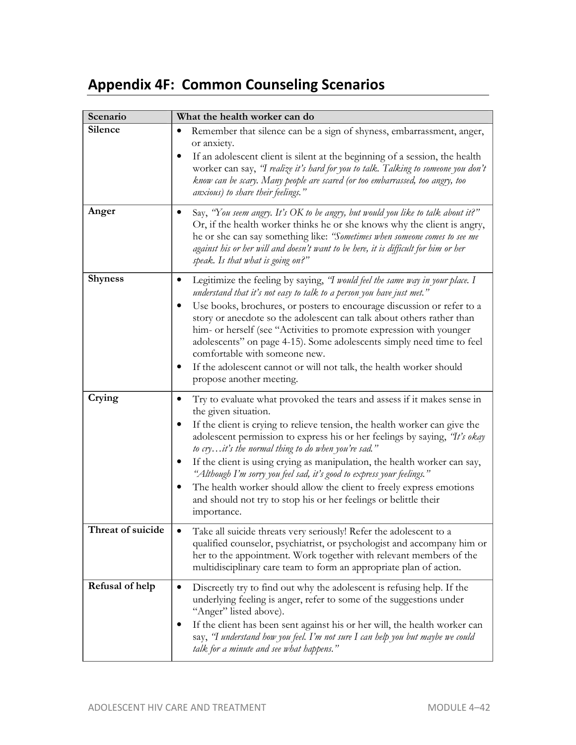## Appendix 4F: Common Counseling Scenarios

| Scenario | What the health worker can do |
|---|---|
| **Silence** | • Remember that silence can be a sign of shyness, embarrassment, anger, or anxiety.<br>• If an adolescent client is silent at the beginning of a session, the health worker can say, *"I realize it's hard for you to talk. Talking to someone you don't know can be scary. Many people are scared (or too embarrassed, too angry, too anxious) to share their feelings."* |
| **Anger** | • Say, *"You seem angry. It's OK to be angry, but would you like to talk about it?"* Or, if the health worker thinks he or she knows why the client is angry, he or she can say something like: *"Sometimes when someone comes to see me against his or her will and doesn't want to be here, it is difficult for him or her speak. Is that what is going on?"* |
| **Shyness** | • Legitimize the feeling by saying, *"I would feel the same way in your place. I understand that it's not easy to talk to a person you have just met."*<br>• Use books, brochures, or posters to encourage discussion or refer to a story or anecdote so the adolescent can talk about others rather than him- or herself (see "Activities to promote expression with younger adolescents" on page 4-15). Some adolescents simply need time to feel comfortable with someone new.<br>• If the adolescent cannot or will not talk, the health worker should propose another meeting. |
| **Crying** | • Try to evaluate what provoked the tears and assess if it makes sense in the given situation.<br>• If the client is crying to relieve tension, the health worker can give the adolescent permission to express his or her feelings by saying, *"It's okay to cry…it's the normal thing to do when you're sad."*<br>• If the client is using crying as manipulation, the health worker can say, *"Although I'm sorry you feel sad, it's good to express your feelings."*<br>• The health worker should allow the client to freely express emotions and should not try to stop his or her feelings or belittle their importance. |
| **Threat of suicide** | • Take all suicide threats very seriously! Refer the adolescent to a qualified counselor, psychiatrist, or psychologist and accompany him or her to the appointment. Work together with relevant members of the multidisciplinary care team to form an appropriate plan of action. |
| **Refusal of help** | • Discreetly try to find out why the adolescent is refusing help. If the underlying feeling is anger, refer to some of the suggestions under "Anger" listed above).<br>• If the client has been sent against his or her will, the health worker can say, *"I understand how you feel. I'm not sure I can help you but maybe we could talk for a minute and see what happens."* |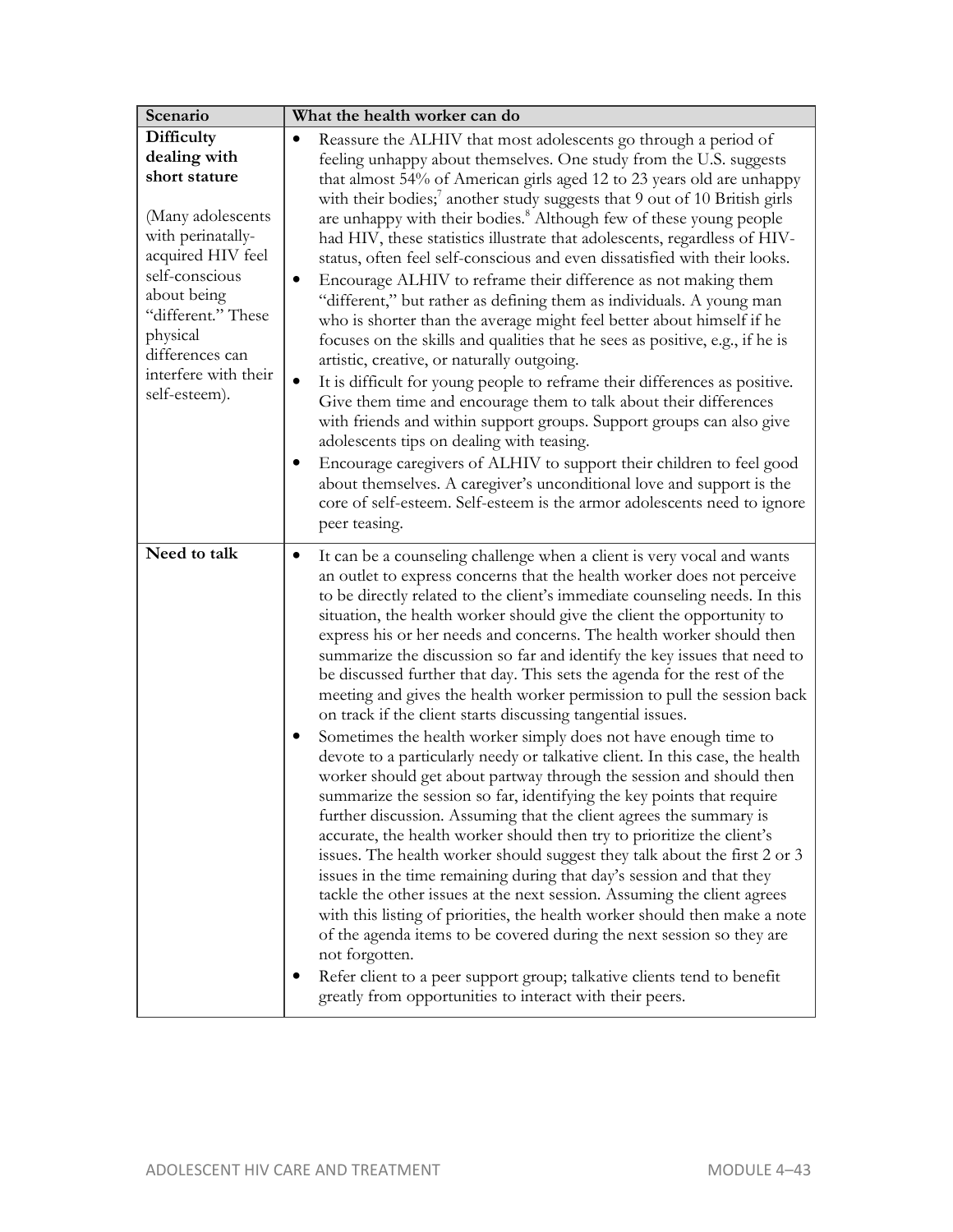| Scenario | What the health worker can do |
| --- | --- |
| **Difficulty dealing with short stature**<br><br>(Many adolescents with perinatally-acquired HIV feel self-conscious about being "different." These physical differences can interfere with their self-esteem). | • Reassure the ALHIV that most adolescents go through a period of feeling unhappy about themselves. One study from the U.S. suggests that almost 54% of American girls aged 12 to 23 years old are unhappy with their bodies;[7] another study suggests that 9 out of 10 British girls are unhappy with their bodies.[8] Although few of these young people had HIV, these statistics illustrate that adolescents, regardless of HIV-status, often feel self-conscious and even dissatisfied with their looks.<br>• Encourage ALHIV to reframe their difference as not making them "different," but rather as defining them as individuals. A young man who is shorter than the average might feel better about himself if he focuses on the skills and qualities that he sees as positive, e.g., if he is artistic, creative, or naturally outgoing.<br>• It is difficult for young people to reframe their differences as positive. Give them time and encourage them to talk about their differences with friends and within support groups. Support groups can also give adolescents tips on dealing with teasing.<br>• Encourage caregivers of ALHIV to support their children to feel good about themselves. A caregiver's unconditional love and support is the core of self-esteem. Self-esteem is the armor adolescents need to ignore peer teasing. |
| **Need to talk** | • It can be a counseling challenge when a client is very vocal and wants an outlet to express concerns that the health worker does not perceive to be directly related to the client's immediate counseling needs. In this situation, the health worker should give the client the opportunity to express his or her needs and concerns. The health worker should then summarize the discussion so far and identify the key issues that need to be discussed further that day. This sets the agenda for the rest of the meeting and gives the health worker permission to pull the session back on track if the client starts discussing tangential issues.<br>• Sometimes the health worker simply does not have enough time to devote to a particularly needy or talkative client. In this case, the health worker should get about partway through the session and should then summarize the session so far, identifying the key points that require further discussion. Assuming that the client agrees the summary is accurate, the health worker should then try to prioritize the client's issues. The health worker should suggest they talk about the first 2 or 3 issues in the time remaining during that day's session and that they tackle the other issues at the next session. Assuming the client agrees with this listing of priorities, the health worker should then make a note of the agenda items to be covered during the next session so they are not forgotten.<br>• Refer client to a peer support group; talkative clients tend to benefit greatly from opportunities to interact with their peers. |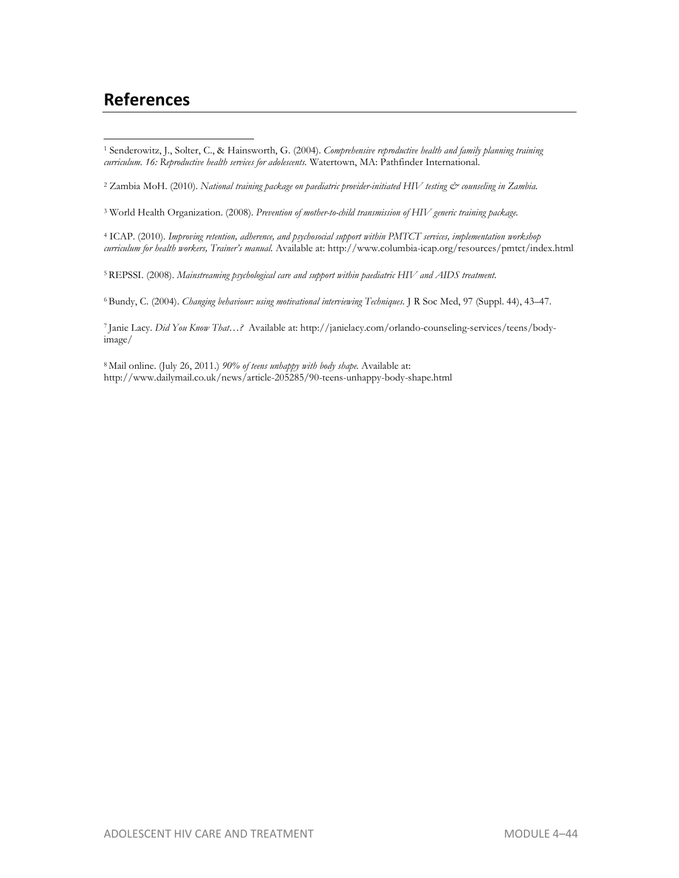## References

[1] Senderowitz, J., Solter, C., & Hainsworth, G. (2004). *Comprehensive reproductive health and family planning training curriculum. 16: Reproductive health services for adolescents.* Watertown, MA: Pathfinder International.

[2] Zambia MoH. (2010). *National training package on paediatric provider-initiated HIV testing & counseling in Zambia.*

[3] World Health Organization. (2008). *Prevention of mother-to-child transmission of HIV generic training package.*

[4] ICAP. (2010). *Improving retention, adherence, and psychosocial support within PMTCT services, implementation workshop curriculum for health workers, Trainer's manual.* Available at: http://www.columbia-icap.org/resources/pmtct/index.html

[5] REPSSI. (2008). *Mainstreaming psychological care and support within paediatric HIV and AIDS treatment.*

[6] Bundy, C. (2004). *Changing behaviour: using motivational interviewing Techniques.* J R Soc Med, 97 (Suppl. 44), 43–47.

[7] Janie Lacy. *Did You Know That…?* Available at: http://janielacy.com/orlando-counseling-services/teens/body-image/

[8] Mail online. (July 26, 2011.) *90% of teens unhappy with body shape.* Available at: http://www.dailymail.co.uk/news/article-205285/90-teens-unhappy-body-shape.html